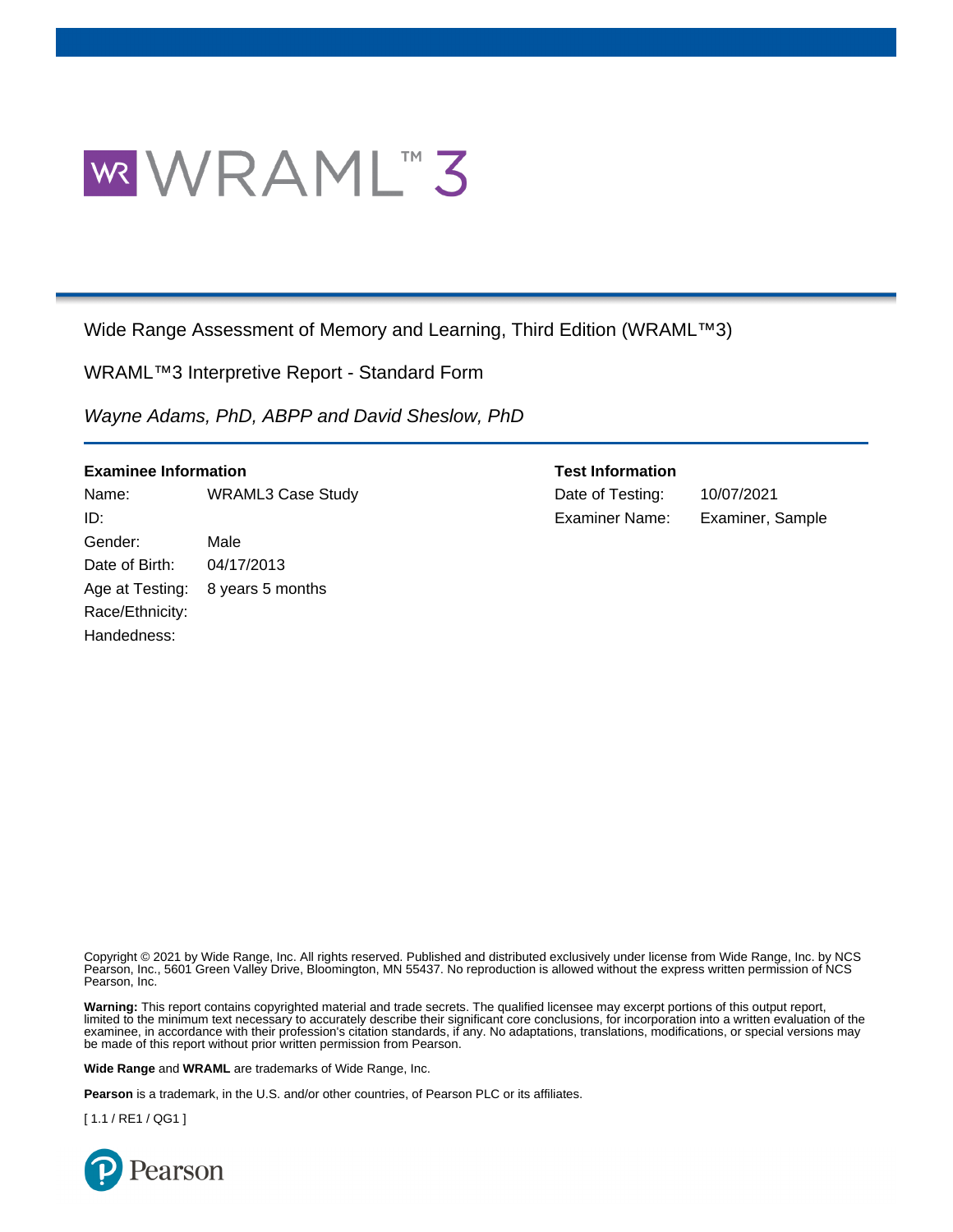# WRAML™ 3

Wide Range Assessment of Memory and Learning, Third Edition (WRAML™3)

WRAML™3 Interpretive Report - Standard Form

*Wayne Adams, PhD, ABPP and David Sheslow, PhD*

**Examinee Information**

| | |
|---|---|
| Name: | WRAML3 Case Study |
| ID: | |
| Gender: | Male |
| Date of Birth: | 04/17/2013 |
| Age at Testing: | 8 years 5 months |
| Race/Ethnicity: | |
| Handedness: | |

**Test Information**

| | |
|---|---|
| Date of Testing: | 10/07/2021 |
| Examiner Name: | Examiner, Sample |

Copyright © 2021 by Wide Range, Inc. All rights reserved. Published and distributed exclusively under license from Wide Range, Inc. by NCS Pearson, Inc., 5601 Green Valley Drive, Bloomington, MN 55437. No reproduction is allowed without the express written permission of NCS Pearson, Inc.

**Warning:** This report contains copyrighted material and trade secrets. The qualified licensee may excerpt portions of this output report, limited to the minimum text necessary to accurately describe their significant core conclusions, for incorporation into a written evaluation of the examinee, in accordance with their profession's citation standards, if any. No adaptations, translations, modifications, or special versions may be made of this report without prior written permission from Pearson.

**Wide Range** and **WRAML** are trademarks of Wide Range, Inc.

**Pearson** is a trademark, in the U.S. and/or other countries, of Pearson PLC or its affiliates.

[ 1.1 / RE1 / QG1 ]

Pearson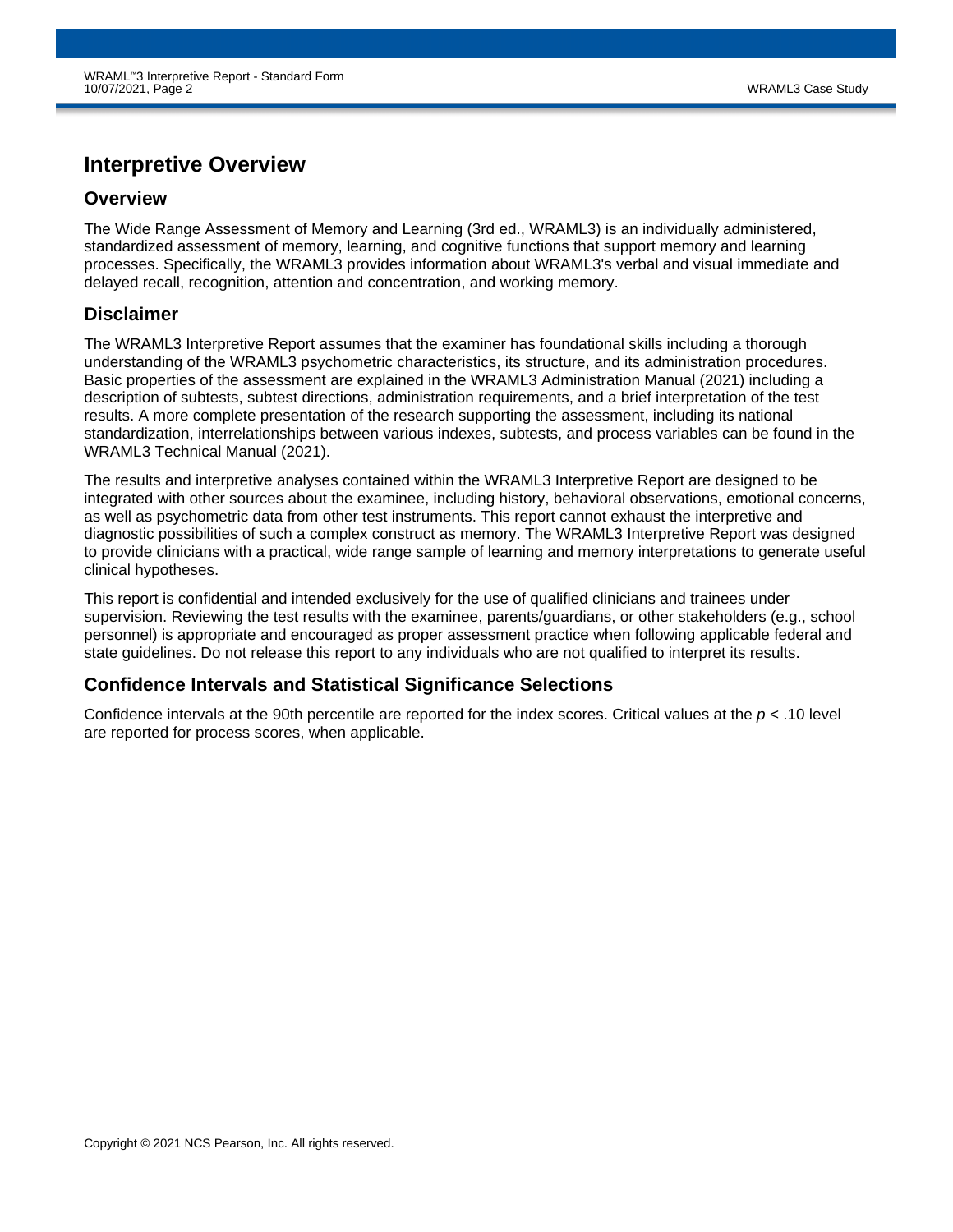# Interpretive Overview

## Overview

The Wide Range Assessment of Memory and Learning (3rd ed., WRAML3) is an individually administered, standardized assessment of memory, learning, and cognitive functions that support memory and learning processes. Specifically, the WRAML3 provides information about WRAML3's verbal and visual immediate and delayed recall, recognition, attention and concentration, and working memory.

## Disclaimer

The WRAML3 Interpretive Report assumes that the examiner has foundational skills including a thorough understanding of the WRAML3 psychometric characteristics, its structure, and its administration procedures. Basic properties of the assessment are explained in the WRAML3 Administration Manual (2021) including a description of subtests, subtest directions, administration requirements, and a brief interpretation of the test results. A more complete presentation of the research supporting the assessment, including its national standardization, interrelationships between various indexes, subtests, and process variables can be found in the WRAML3 Technical Manual (2021).

The results and interpretive analyses contained within the WRAML3 Interpretive Report are designed to be integrated with other sources about the examinee, including history, behavioral observations, emotional concerns, as well as psychometric data from other test instruments. This report cannot exhaust the interpretive and diagnostic possibilities of such a complex construct as memory. The WRAML3 Interpretive Report was designed to provide clinicians with a practical, wide range sample of learning and memory interpretations to generate useful clinical hypotheses.

This report is confidential and intended exclusively for the use of qualified clinicians and trainees under supervision. Reviewing the test results with the examinee, parents/guardians, or other stakeholders (e.g., school personnel) is appropriate and encouraged as proper assessment practice when following applicable federal and state guidelines. Do not release this report to any individuals who are not qualified to interpret its results.

## Confidence Intervals and Statistical Significance Selections

Confidence intervals at the 90th percentile are reported for the index scores. Critical values at the $p < .10$ level are reported for process scores, when applicable.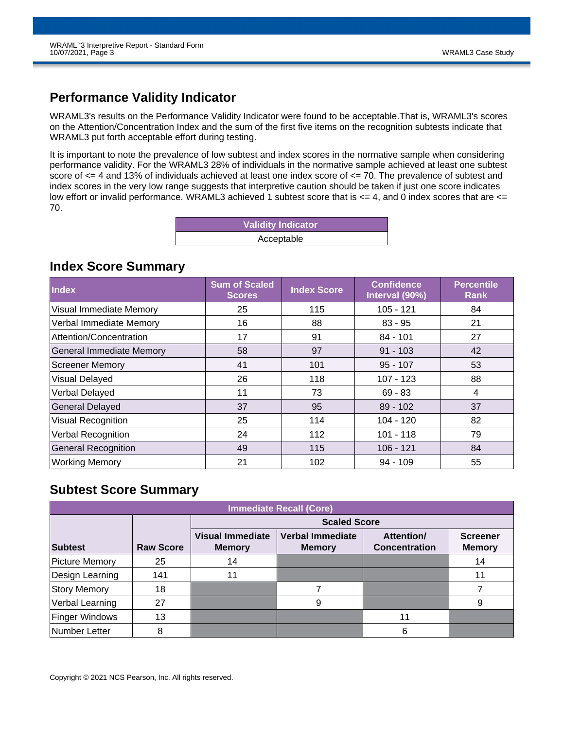## Performance Validity Indicator

WRAML3's results on the Performance Validity Indicator were found to be acceptable.That is, WRAML3's scores on the Attention/Concentration Index and the sum of the first five items on the recognition subtests indicate that WRAML3 put forth acceptable effort during testing.

It is important to note the prevalence of low subtest and index scores in the normative sample when considering performance validity. For the WRAML3 28% of individuals in the normative sample achieved at least one subtest score of <= 4 and 13% of individuals achieved at least one index score of <= 70. The prevalence of subtest and index scores in the very low range suggests that interpretive caution should be taken if just one score indicates low effort or invalid performance. WRAML3 achieved 1 subtest score that is <= 4, and 0 index scores that are <= 70.

| Validity Indicator |
|---|
| Acceptable |

## Index Score Summary

| Index | Sum of Scaled Scores | Index Score | Confidence Interval (90%) | Percentile Rank |
|---|---|---|---|---|
| Visual Immediate Memory | 25 | 115 | 105 - 121 | 84 |
| Verbal Immediate Memory | 16 | 88 | 83 - 95 | 21 |
| Attention/Concentration | 17 | 91 | 84 - 101 | 27 |
| General Immediate Memory | 58 | 97 | 91 - 103 | 42 |
| Screener Memory | 41 | 101 | 95 - 107 | 53 |
| Visual Delayed | 26 | 118 | 107 - 123 | 88 |
| Verbal Delayed | 11 | 73 | 69 - 83 | 4 |
| General Delayed | 37 | 95 | 89 - 102 | 37 |
| Visual Recognition | 25 | 114 | 104 - 120 | 82 |
| Verbal Recognition | 24 | 112 | 101 - 118 | 79 |
| General Recognition | 49 | 115 | 106 - 121 | 84 |
| Working Memory | 21 | 102 | 94 - 109 | 55 |

## Subtest Score Summary

| Immediate Recall (Core) | | | | | |
|---|---|---|---|---|---|
| | | Scaled Score | | | |
| Subtest | Raw Score | Visual Immediate Memory | Verbal Immediate Memory | Attention/ Concentration | Screener Memory |
| Picture Memory | 25 | 14 | | | 14 |
| Design Learning | 141 | 11 | | | 11 |
| Story Memory | 18 | | 7 | | 7 |
| Verbal Learning | 27 | | 9 | | 9 |
| Finger Windows | 13 | | | 11 | |
| Number Letter | 8 | | | 6 | |

Copyright © 2021 NCS Pearson, Inc. All rights reserved.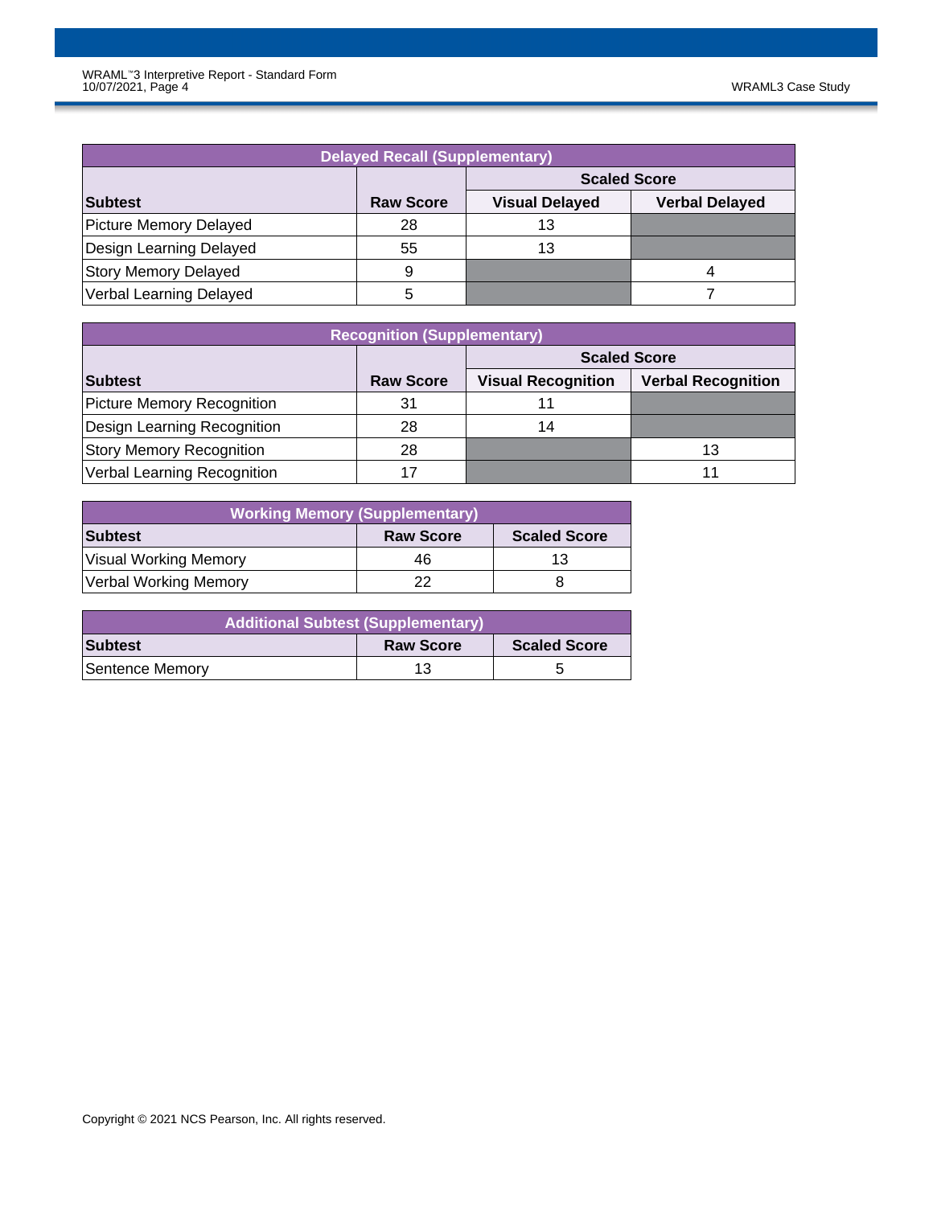| Delayed Recall (Supplementary) | | | |
|---|---|---|---|
| | | Scaled Score | |
| Subtest | Raw Score | Visual Delayed | Verbal Delayed |
| Picture Memory Delayed | 28 | 13 | |
| Design Learning Delayed | 55 | 13 | |
| Story Memory Delayed | 9 | | 4 |
| Verbal Learning Delayed | 5 | | 7 |

| Recognition (Supplementary) | | | |
|---|---|---|---|
| | | Scaled Score | |
| Subtest | Raw Score | Visual Recognition | Verbal Recognition |
| Picture Memory Recognition | 31 | 11 | |
| Design Learning Recognition | 28 | 14 | |
| Story Memory Recognition | 28 | | 13 |
| Verbal Learning Recognition | 17 | | 11 |

| Working Memory (Supplementary) | | |
|---|---|---|
| Subtest | Raw Score | Scaled Score |
| Visual Working Memory | 46 | 13 |
| Verbal Working Memory | 22 | 8 |

| Additional Subtest (Supplementary) | | |
|---|---|---|
| Subtest | Raw Score | Scaled Score |
| Sentence Memory | 13 | 5 |

Copyright © 2021 NCS Pearson, Inc. All rights reserved.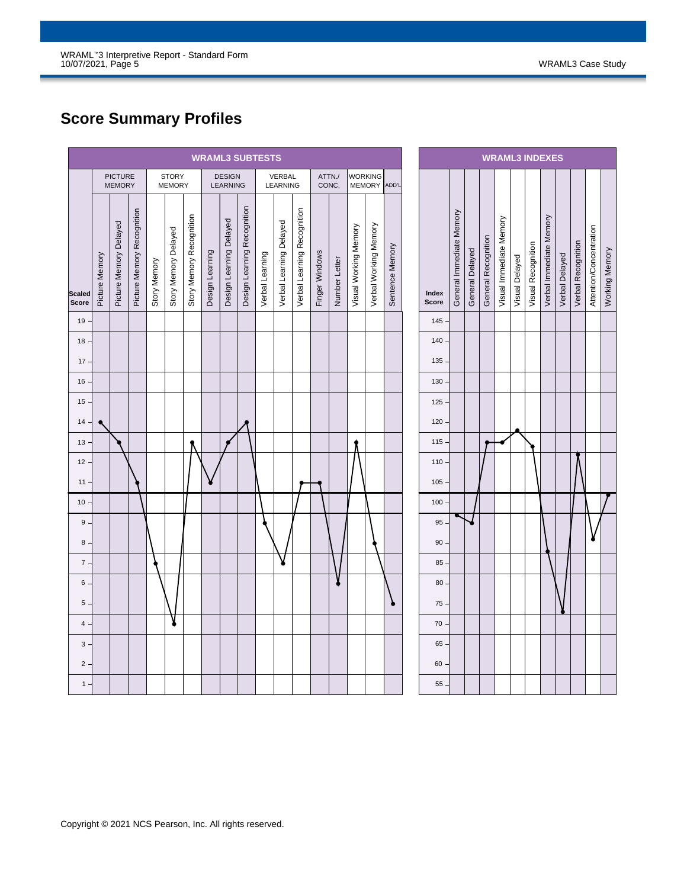# Score Summary Profiles

## WRAML3 SUBTESTS

| Domain | Subtest | Scaled Score |
|---|---|---|
| PICTURE MEMORY | Picture Memory | 14 |
| | Picture Memory Delayed | 13 |
| | Picture Memory Recognition | 11 |
| STORY MEMORY | Story Memory | 7 |
| | Story Memory Delayed | 4 |
| | Story Memory Recognition | 13 |
| DESIGN LEARNING | Design Learning | 11 |
| | Design Learning Delayed | 13 |
| | Design Learning Recognition | 14 |
| VERBAL LEARNING | Verbal Learning | 9 |
| | Verbal Learning Delayed | 7 |
| | Verbal Learning Recognition | 11 |
| ATTN./ CONC. | Finger Windows | 11 |
| | Number Letter | 6 |
| WORKING MEMORY | Visual Working Memory | 13 |
| | Verbal Working Memory | 8 |
| ADD'L | Sentence Memory | 5 |

## WRAML3 INDEXES

Index Score scale: 55–145

- General Immediate Memory
- General Delayed
- General Recognition
- Visual Immediate Memory
- Visual Delayed
- Visual Recognition
- Verbal Immediate Memory
- Verbal Delayed
- Verbal Recognition
- Attention/Concentration
- Working Memory

Copyright © 2021 NCS Pearson, Inc. All rights reserved.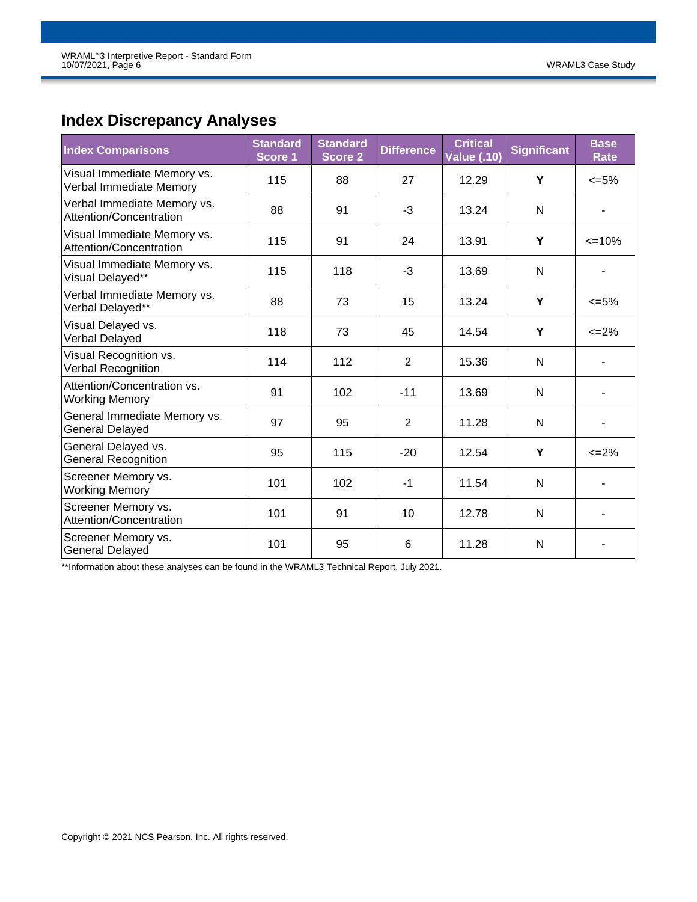## Index Discrepancy Analyses

| Index Comparisons | Standard Score 1 | Standard Score 2 | Difference | Critical Value (.10) | Significant | Base Rate |
|---|---|---|---|---|---|---|
| Visual Immediate Memory vs. Verbal Immediate Memory | 115 | 88 | 27 | 12.29 | **Y** | <=5% |
| Verbal Immediate Memory vs. Attention/Concentration | 88 | 91 | -3 | 13.24 | N | - |
| Visual Immediate Memory vs. Attention/Concentration | 115 | 91 | 24 | 13.91 | **Y** | <=10% |
| Visual Immediate Memory vs. Visual Delayed** | 115 | 118 | -3 | 13.69 | N | - |
| Verbal Immediate Memory vs. Verbal Delayed** | 88 | 73 | 15 | 13.24 | **Y** | <=5% |
| Visual Delayed vs. Verbal Delayed | 118 | 73 | 45 | 14.54 | **Y** | <=2% |
| Visual Recognition vs. Verbal Recognition | 114 | 112 | 2 | 15.36 | N | - |
| Attention/Concentration vs. Working Memory | 91 | 102 | -11 | 13.69 | N | - |
| General Immediate Memory vs. General Delayed | 97 | 95 | 2 | 11.28 | N | - |
| General Delayed vs. General Recognition | 95 | 115 | -20 | 12.54 | **Y** | <=2% |
| Screener Memory vs. Working Memory | 101 | 102 | -1 | 11.54 | N | - |
| Screener Memory vs. Attention/Concentration | 101 | 91 | 10 | 12.78 | N | - |
| Screener Memory vs. General Delayed | 101 | 95 | 6 | 11.28 | N | - |

**Information about these analyses can be found in the WRAML3 Technical Report, July 2021.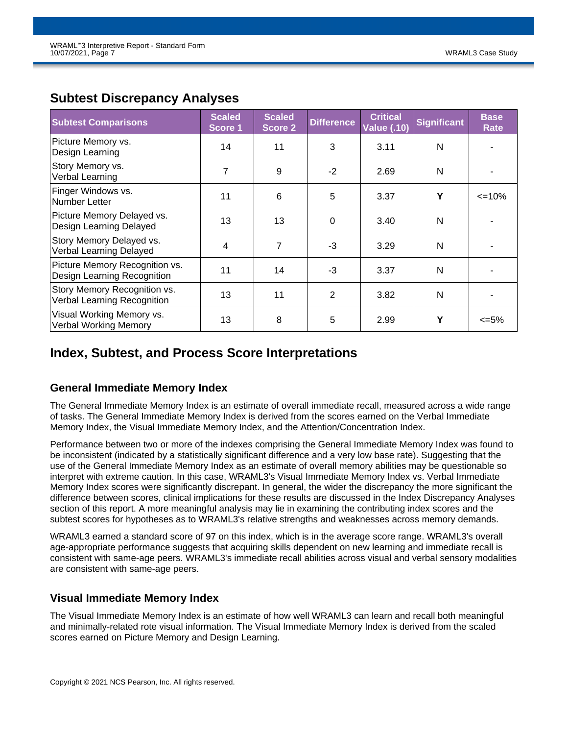## Subtest Discrepancy Analyses

| Subtest Comparisons | Scaled Score 1 | Scaled Score 2 | Difference | Critical Value (.10) | Significant | Base Rate |
|---|---|---|---|---|---|---|
| Picture Memory vs. Design Learning | 14 | 11 | 3 | 3.11 | N | - |
| Story Memory vs. Verbal Learning | 7 | 9 | -2 | 2.69 | N | - |
| Finger Windows vs. Number Letter | 11 | 6 | 5 | 3.37 | **Y** | <=10% |
| Picture Memory Delayed vs. Design Learning Delayed | 13 | 13 | 0 | 3.40 | N | - |
| Story Memory Delayed vs. Verbal Learning Delayed | 4 | 7 | -3 | 3.29 | N | - |
| Picture Memory Recognition vs. Design Learning Recognition | 11 | 14 | -3 | 3.37 | N | - |
| Story Memory Recognition vs. Verbal Learning Recognition | 13 | 11 | 2 | 3.82 | N | - |
| Visual Working Memory vs. Verbal Working Memory | 13 | 8 | 5 | 2.99 | **Y** | <=5% |

## Index, Subtest, and Process Score Interpretations

### General Immediate Memory Index

The General Immediate Memory Index is an estimate of overall immediate recall, measured across a wide range of tasks. The General Immediate Memory Index is derived from the scores earned on the Verbal Immediate Memory Index, the Visual Immediate Memory Index, and the Attention/Concentration Index.

Performance between two or more of the indexes comprising the General Immediate Memory Index was found to be inconsistent (indicated by a statistically significant difference and a very low base rate). Suggesting that the use of the General Immediate Memory Index as an estimate of overall memory abilities may be questionable so interpret with extreme caution. In this case, WRAML3's Visual Immediate Memory Index vs. Verbal Immediate Memory Index scores were significantly discrepant. In general, the wider the discrepancy the more significant the difference between scores, clinical implications for these results are discussed in the Index Discrepancy Analyses section of this report. A more meaningful analysis may lie in examining the contributing index scores and the subtest scores for hypotheses as to WRAML3's relative strengths and weaknesses across memory demands.

WRAML3 earned a standard score of 97 on this index, which is in the average score range. WRAML3's overall age-appropriate performance suggests that acquiring skills dependent on new learning and immediate recall is consistent with same-age peers. WRAML3's immediate recall abilities across visual and verbal sensory modalities are consistent with same-age peers.

### Visual Immediate Memory Index

The Visual Immediate Memory Index is an estimate of how well WRAML3 can learn and recall both meaningful and minimally-related rote visual information. The Visual Immediate Memory Index is derived from the scaled scores earned on Picture Memory and Design Learning.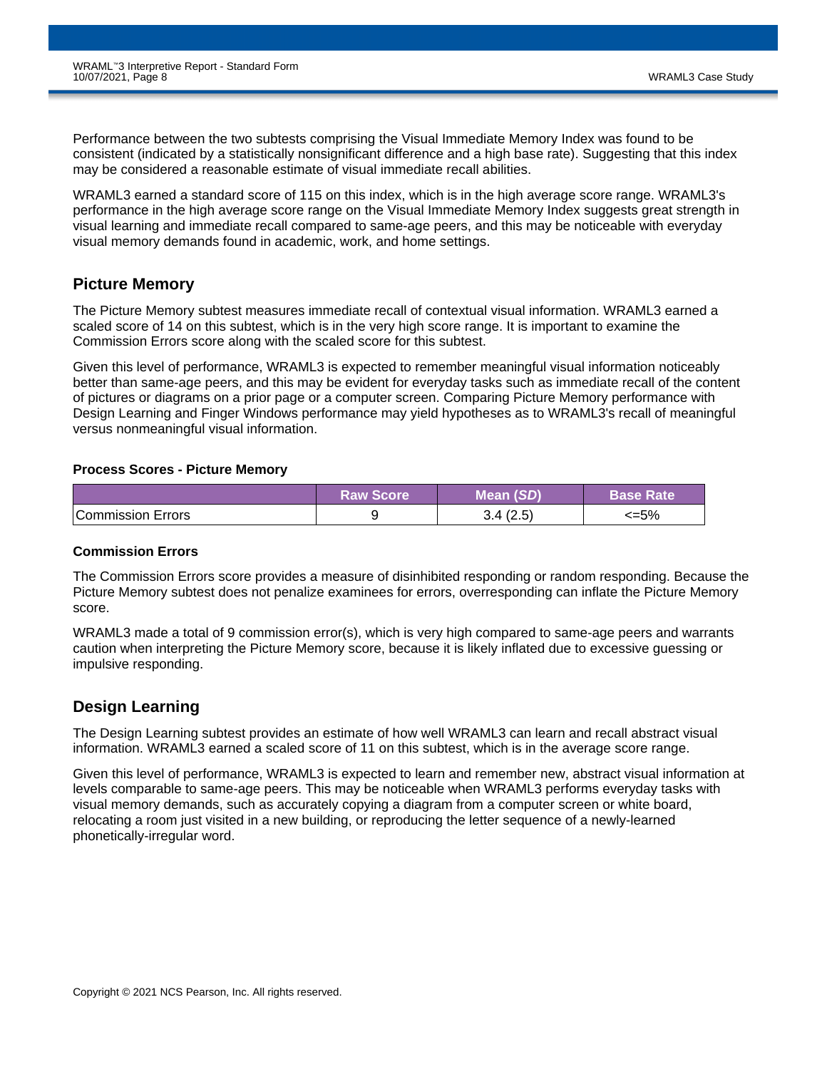Performance between the two subtests comprising the Visual Immediate Memory Index was found to be consistent (indicated by a statistically nonsignificant difference and a high base rate). Suggesting that this index may be considered a reasonable estimate of visual immediate recall abilities.

WRAML3 earned a standard score of 115 on this index, which is in the high average score range. WRAML3's performance in the high average score range on the Visual Immediate Memory Index suggests great strength in visual learning and immediate recall compared to same-age peers, and this may be noticeable with everyday visual memory demands found in academic, work, and home settings.

## Picture Memory

The Picture Memory subtest measures immediate recall of contextual visual information. WRAML3 earned a scaled score of 14 on this subtest, which is in the very high score range. It is important to examine the Commission Errors score along with the scaled score for this subtest.

Given this level of performance, WRAML3 is expected to remember meaningful visual information noticeably better than same-age peers, and this may be evident for everyday tasks such as immediate recall of the content of pictures or diagrams on a prior page or a computer screen. Comparing Picture Memory performance with Design Learning and Finger Windows performance may yield hypotheses as to WRAML3's recall of meaningful versus nonmeaningful visual information.

**Process Scores - Picture Memory**

| | Raw Score | Mean (*SD*) | Base Rate |
|---|---|---|---|
| Commission Errors | 9 | 3.4 (2.5) | <=5% |

**Commission Errors**

The Commission Errors score provides a measure of disinhibited responding or random responding. Because the Picture Memory subtest does not penalize examinees for errors, overresponding can inflate the Picture Memory score.

WRAML3 made a total of 9 commission error(s), which is very high compared to same-age peers and warrants caution when interpreting the Picture Memory score, because it is likely inflated due to excessive guessing or impulsive responding.

## Design Learning

The Design Learning subtest provides an estimate of how well WRAML3 can learn and recall abstract visual information. WRAML3 earned a scaled score of 11 on this subtest, which is in the average score range.

Given this level of performance, WRAML3 is expected to learn and remember new, abstract visual information at levels comparable to same-age peers. This may be noticeable when WRAML3 performs everyday tasks with visual memory demands, such as accurately copying a diagram from a computer screen or white board, relocating a room just visited in a new building, or reproducing the letter sequence of a newly-learned phonetically-irregular word.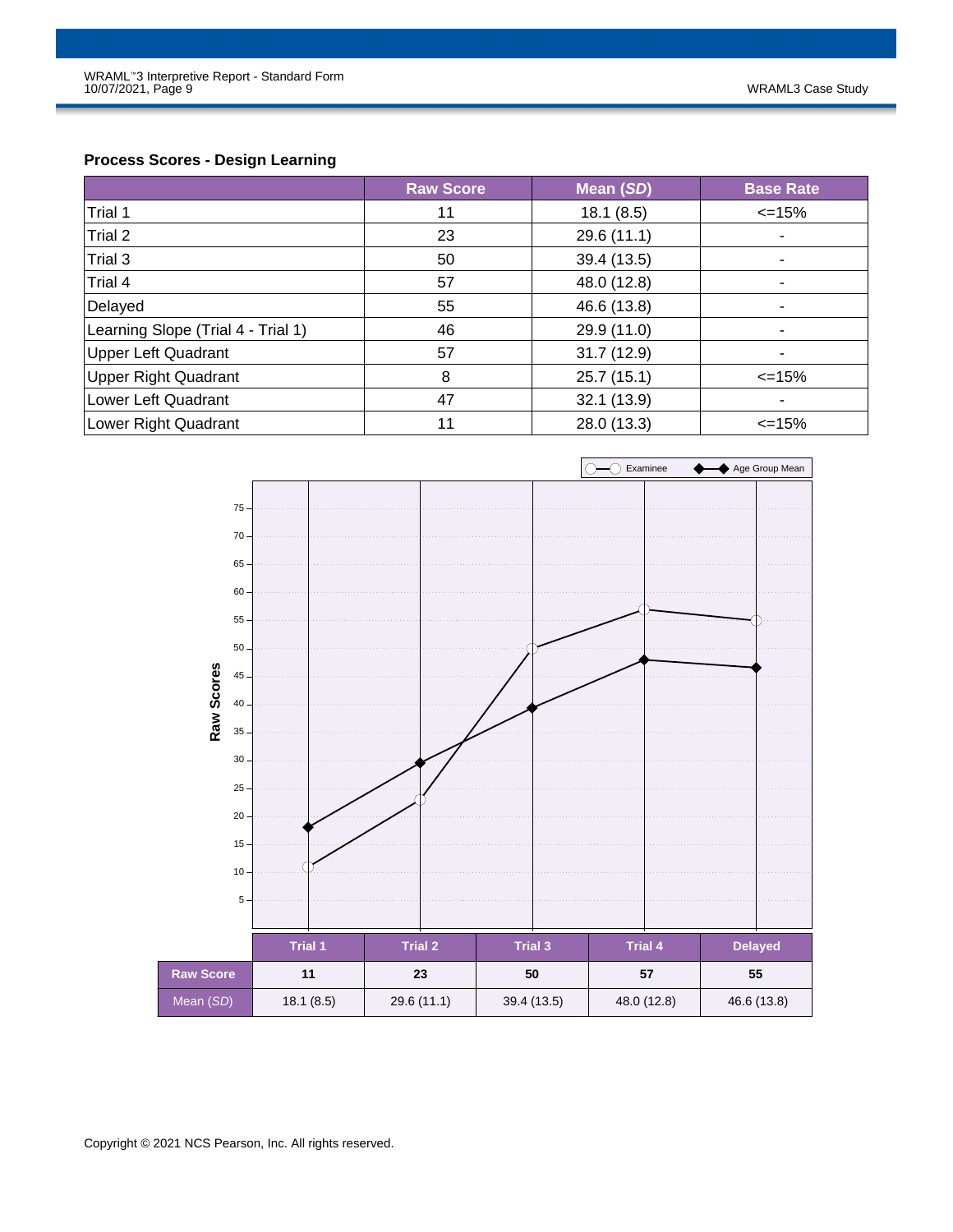### Process Scores - Design Learning

| | Raw Score | Mean (*SD*) | Base Rate |
|---|---|---|---|
| Trial 1 | 11 | 18.1 (8.5) | <=15% |
| Trial 2 | 23 | 29.6 (11.1) | - |
| Trial 3 | 50 | 39.4 (13.5) | - |
| Trial 4 | 57 | 48.0 (12.8) | - |
| Delayed | 55 | 46.6 (13.8) | - |
| Learning Slope (Trial 4 - Trial 1) | 46 | 29.9 (11.0) | - |
| Upper Left Quadrant | 57 | 31.7 (12.9) | - |
| Upper Right Quadrant | 8 | 25.7 (15.1) | <=15% |
| Lower Left Quadrant | 47 | 32.1 (13.9) | - |
| Lower Right Quadrant | 11 | 28.0 (13.3) | <=15% |

| | Trial 1 | Trial 2 | Trial 3 | Trial 4 | Delayed |
|---|---|---|---|---|---|
| **Raw Score** | **11** | **23** | **50** | **57** | **55** |
| Mean (*SD*) | 18.1 (8.5) | 29.6 (11.1) | 39.4 (13.5) | 48.0 (12.8) | 46.6 (13.8) |

Copyright © 2021 NCS Pearson, Inc. All rights reserved.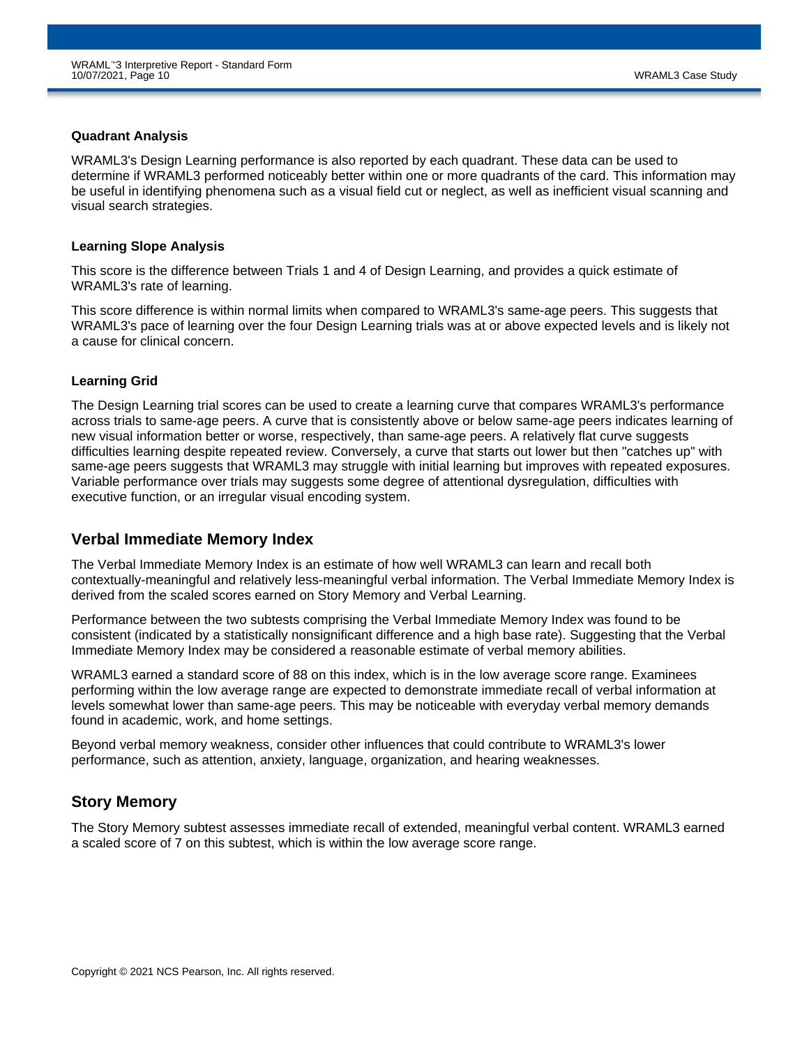### Quadrant Analysis

WRAML3's Design Learning performance is also reported by each quadrant. These data can be used to determine if WRAML3 performed noticeably better within one or more quadrants of the card. This information may be useful in identifying phenomena such as a visual field cut or neglect, as well as inefficient visual scanning and visual search strategies.

### Learning Slope Analysis

This score is the difference between Trials 1 and 4 of Design Learning, and provides a quick estimate of WRAML3's rate of learning.

This score difference is within normal limits when compared to WRAML3's same-age peers. This suggests that WRAML3's pace of learning over the four Design Learning trials was at or above expected levels and is likely not a cause for clinical concern.

### Learning Grid

The Design Learning trial scores can be used to create a learning curve that compares WRAML3's performance across trials to same-age peers. A curve that is consistently above or below same-age peers indicates learning of new visual information better or worse, respectively, than same-age peers. A relatively flat curve suggests difficulties learning despite repeated review. Conversely, a curve that starts out lower but then "catches up" with same-age peers suggests that WRAML3 may struggle with initial learning but improves with repeated exposures. Variable performance over trials may suggests some degree of attentional dysregulation, difficulties with executive function, or an irregular visual encoding system.

## Verbal Immediate Memory Index

The Verbal Immediate Memory Index is an estimate of how well WRAML3 can learn and recall both contextually-meaningful and relatively less-meaningful verbal information. The Verbal Immediate Memory Index is derived from the scaled scores earned on Story Memory and Verbal Learning.

Performance between the two subtests comprising the Verbal Immediate Memory Index was found to be consistent (indicated by a statistically nonsignificant difference and a high base rate). Suggesting that the Verbal Immediate Memory Index may be considered a reasonable estimate of verbal memory abilities.

WRAML3 earned a standard score of 88 on this index, which is in the low average score range. Examinees performing within the low average range are expected to demonstrate immediate recall of verbal information at levels somewhat lower than same-age peers. This may be noticeable with everyday verbal memory demands found in academic, work, and home settings.

Beyond verbal memory weakness, consider other influences that could contribute to WRAML3's lower performance, such as attention, anxiety, language, organization, and hearing weaknesses.

## Story Memory

The Story Memory subtest assesses immediate recall of extended, meaningful verbal content. WRAML3 earned a scaled score of 7 on this subtest, which is within the low average score range.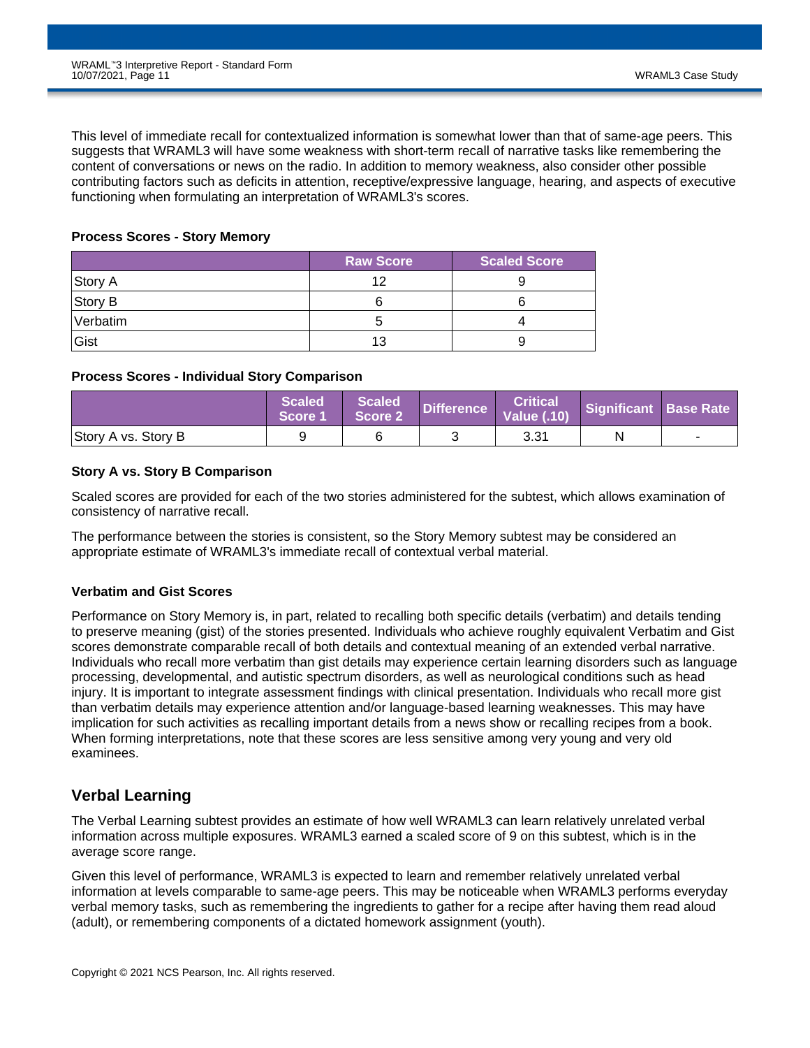This level of immediate recall for contextualized information is somewhat lower than that of same-age peers. This suggests that WRAML3 will have some weakness with short-term recall of narrative tasks like remembering the content of conversations or news on the radio. In addition to memory weakness, also consider other possible contributing factors such as deficits in attention, receptive/expressive language, hearing, and aspects of executive functioning when formulating an interpretation of WRAML3's scores.

**Process Scores - Story Memory**

| | Raw Score | Scaled Score |
|---|---|---|
| Story A | 12 | 9 |
| Story B | 6 | 6 |
| Verbatim | 5 | 4 |
| Gist | 13 | 9 |

**Process Scores - Individual Story Comparison**

| | Scaled Score 1 | Scaled Score 2 | Difference | Critical Value (.10) | Significant | Base Rate |
|---|---|---|---|---|---|---|
| Story A vs. Story B | 9 | 6 | 3 | 3.31 | N | - |

**Story A vs. Story B Comparison**

Scaled scores are provided for each of the two stories administered for the subtest, which allows examination of consistency of narrative recall.

The performance between the stories is consistent, so the Story Memory subtest may be considered an appropriate estimate of WRAML3's immediate recall of contextual verbal material.

**Verbatim and Gist Scores**

Performance on Story Memory is, in part, related to recalling both specific details (verbatim) and details tending to preserve meaning (gist) of the stories presented. Individuals who achieve roughly equivalent Verbatim and Gist scores demonstrate comparable recall of both details and contextual meaning of an extended verbal narrative. Individuals who recall more verbatim than gist details may experience certain learning disorders such as language processing, developmental, and autistic spectrum disorders, as well as neurological conditions such as head injury. It is important to integrate assessment findings with clinical presentation. Individuals who recall more gist than verbatim details may experience attention and/or language-based learning weaknesses. This may have implication for such activities as recalling important details from a news show or recalling recipes from a book. When forming interpretations, note that these scores are less sensitive among very young and very old examinees.

## Verbal Learning

The Verbal Learning subtest provides an estimate of how well WRAML3 can learn relatively unrelated verbal information across multiple exposures. WRAML3 earned a scaled score of 9 on this subtest, which is in the average score range.

Given this level of performance, WRAML3 is expected to learn and remember relatively unrelated verbal information at levels comparable to same-age peers. This may be noticeable when WRAML3 performs everyday verbal memory tasks, such as remembering the ingredients to gather for a recipe after having them read aloud (adult), or remembering components of a dictated homework assignment (youth).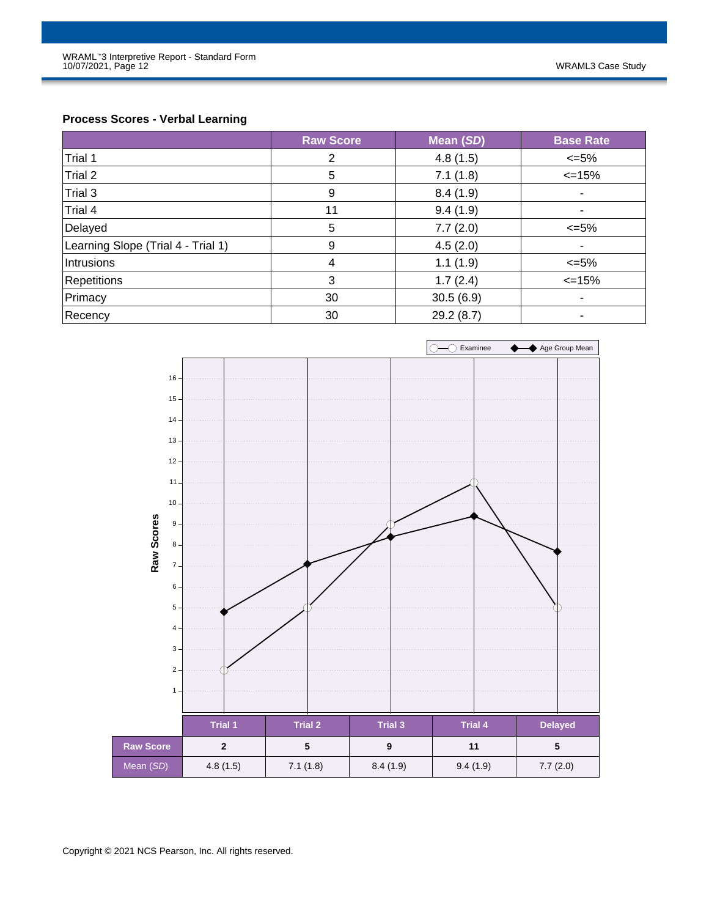### Process Scores - Verbal Learning

| | Raw Score | Mean (*SD*) | Base Rate |
|---|---|---|---|
| Trial 1 | 2 | 4.8 (1.5) | <=5% |
| Trial 2 | 5 | 7.1 (1.8) | <=15% |
| Trial 3 | 9 | 8.4 (1.9) | - |
| Trial 4 | 11 | 9.4 (1.9) | - |
| Delayed | 5 | 7.7 (2.0) | <=5% |
| Learning Slope (Trial 4 - Trial 1) | 9 | 4.5 (2.0) | - |
| Intrusions | 4 | 1.1 (1.9) | <=5% |
| Repetitions | 3 | 1.7 (2.4) | <=15% |
| Primacy | 30 | 30.5 (6.9) | - |
| Recency | 30 | 29.2 (8.7) | - |

| | Trial 1 | Trial 2 | Trial 3 | Trial 4 | Delayed |
|---|---|---|---|---|---|
| Raw Score | 2 | 5 | 9 | 11 | 5 |
| Mean (*SD*) | 4.8 (1.5) | 7.1 (1.8) | 8.4 (1.9) | 9.4 (1.9) | 7.7 (2.0) |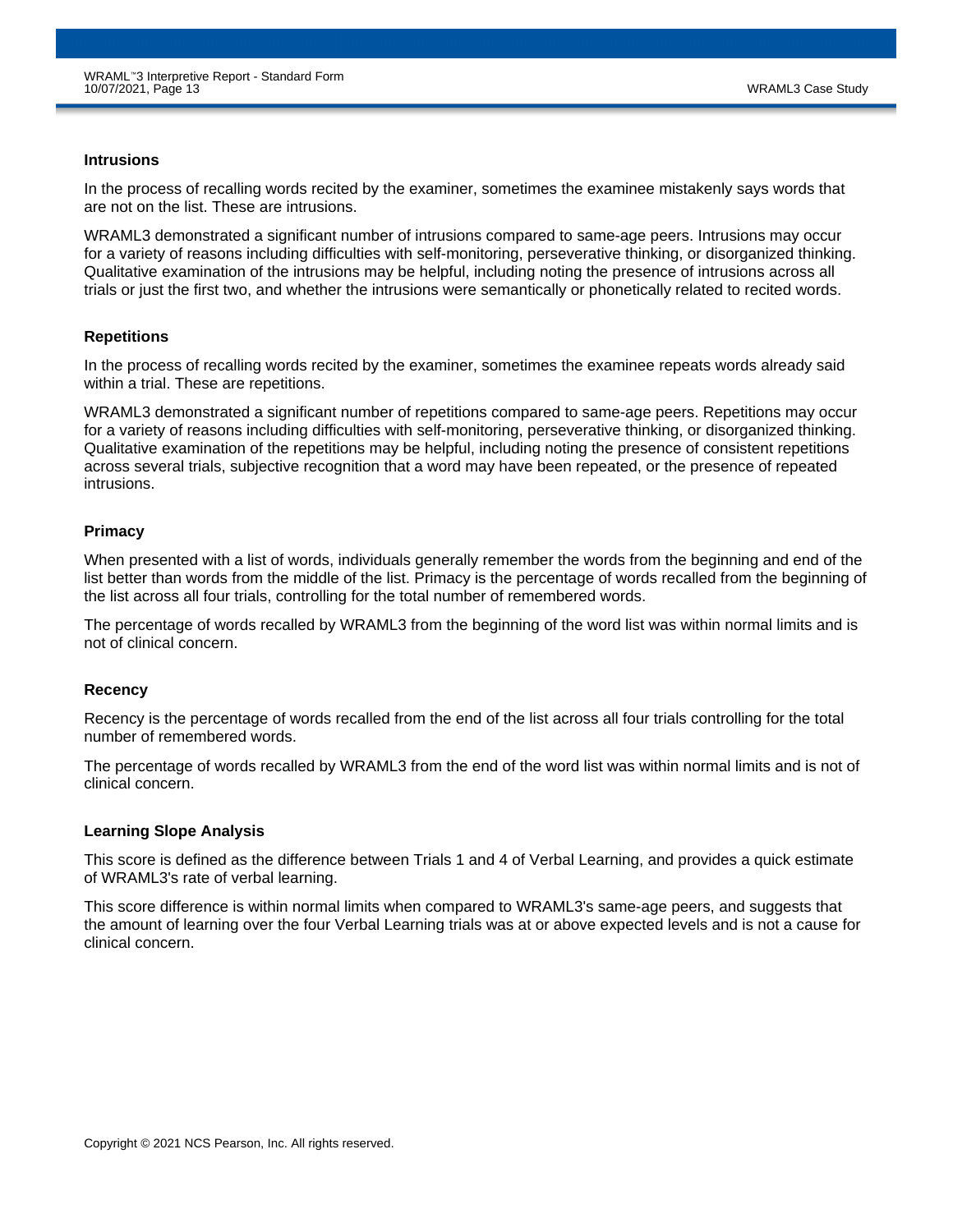### Intrusions

In the process of recalling words recited by the examiner, sometimes the examinee mistakenly says words that are not on the list. These are intrusions.

WRAML3 demonstrated a significant number of intrusions compared to same-age peers. Intrusions may occur for a variety of reasons including difficulties with self-monitoring, perseverative thinking, or disorganized thinking. Qualitative examination of the intrusions may be helpful, including noting the presence of intrusions across all trials or just the first two, and whether the intrusions were semantically or phonetically related to recited words.

### Repetitions

In the process of recalling words recited by the examiner, sometimes the examinee repeats words already said within a trial. These are repetitions.

WRAML3 demonstrated a significant number of repetitions compared to same-age peers. Repetitions may occur for a variety of reasons including difficulties with self-monitoring, perseverative thinking, or disorganized thinking. Qualitative examination of the repetitions may be helpful, including noting the presence of consistent repetitions across several trials, subjective recognition that a word may have been repeated, or the presence of repeated intrusions.

### Primacy

When presented with a list of words, individuals generally remember the words from the beginning and end of the list better than words from the middle of the list. Primacy is the percentage of words recalled from the beginning of the list across all four trials, controlling for the total number of remembered words.

The percentage of words recalled by WRAML3 from the beginning of the word list was within normal limits and is not of clinical concern.

### Recency

Recency is the percentage of words recalled from the end of the list across all four trials controlling for the total number of remembered words.

The percentage of words recalled by WRAML3 from the end of the word list was within normal limits and is not of clinical concern.

### Learning Slope Analysis

This score is defined as the difference between Trials 1 and 4 of Verbal Learning, and provides a quick estimate of WRAML3's rate of verbal learning.

This score difference is within normal limits when compared to WRAML3's same-age peers, and suggests that the amount of learning over the four Verbal Learning trials was at or above expected levels and is not a cause for clinical concern.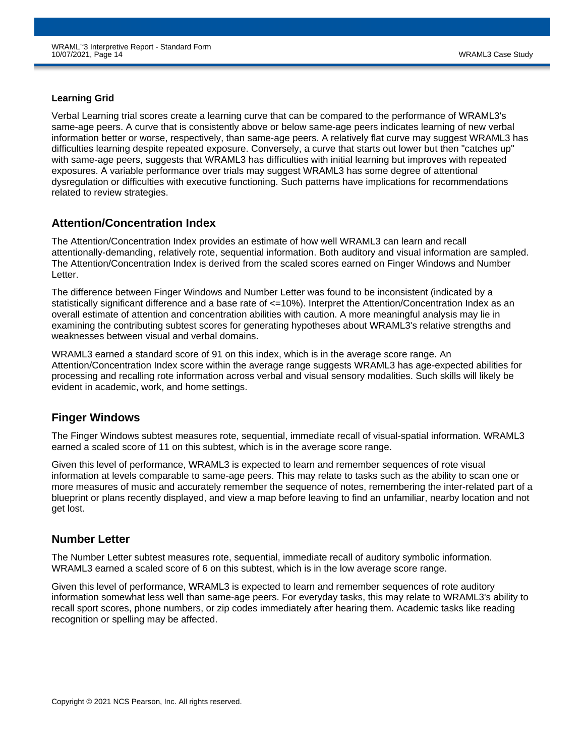**Learning Grid**

Verbal Learning trial scores create a learning curve that can be compared to the performance of WRAML3's same-age peers. A curve that is consistently above or below same-age peers indicates learning of new verbal information better or worse, respectively, than same-age peers. A relatively flat curve may suggest WRAML3 has difficulties learning despite repeated exposure. Conversely, a curve that starts out lower but then "catches up" with same-age peers, suggests that WRAML3 has difficulties with initial learning but improves with repeated exposures. A variable performance over trials may suggest WRAML3 has some degree of attentional dysregulation or difficulties with executive functioning. Such patterns have implications for recommendations related to review strategies.

## Attention/Concentration Index

The Attention/Concentration Index provides an estimate of how well WRAML3 can learn and recall attentionally-demanding, relatively rote, sequential information. Both auditory and visual information are sampled. The Attention/Concentration Index is derived from the scaled scores earned on Finger Windows and Number Letter.

The difference between Finger Windows and Number Letter was found to be inconsistent (indicated by a statistically significant difference and a base rate of <=10%). Interpret the Attention/Concentration Index as an overall estimate of attention and concentration abilities with caution. A more meaningful analysis may lie in examining the contributing subtest scores for generating hypotheses about WRAML3's relative strengths and weaknesses between visual and verbal domains.

WRAML3 earned a standard score of 91 on this index, which is in the average score range. An Attention/Concentration Index score within the average range suggests WRAML3 has age-expected abilities for processing and recalling rote information across verbal and visual sensory modalities. Such skills will likely be evident in academic, work, and home settings.

## Finger Windows

The Finger Windows subtest measures rote, sequential, immediate recall of visual-spatial information. WRAML3 earned a scaled score of 11 on this subtest, which is in the average score range.

Given this level of performance, WRAML3 is expected to learn and remember sequences of rote visual information at levels comparable to same-age peers. This may relate to tasks such as the ability to scan one or more measures of music and accurately remember the sequence of notes, remembering the inter-related part of a blueprint or plans recently displayed, and view a map before leaving to find an unfamiliar, nearby location and not get lost.

## Number Letter

The Number Letter subtest measures rote, sequential, immediate recall of auditory symbolic information. WRAML3 earned a scaled score of 6 on this subtest, which is in the low average score range.

Given this level of performance, WRAML3 is expected to learn and remember sequences of rote auditory information somewhat less well than same-age peers. For everyday tasks, this may relate to WRAML3's ability to recall sport scores, phone numbers, or zip codes immediately after hearing them. Academic tasks like reading recognition or spelling may be affected.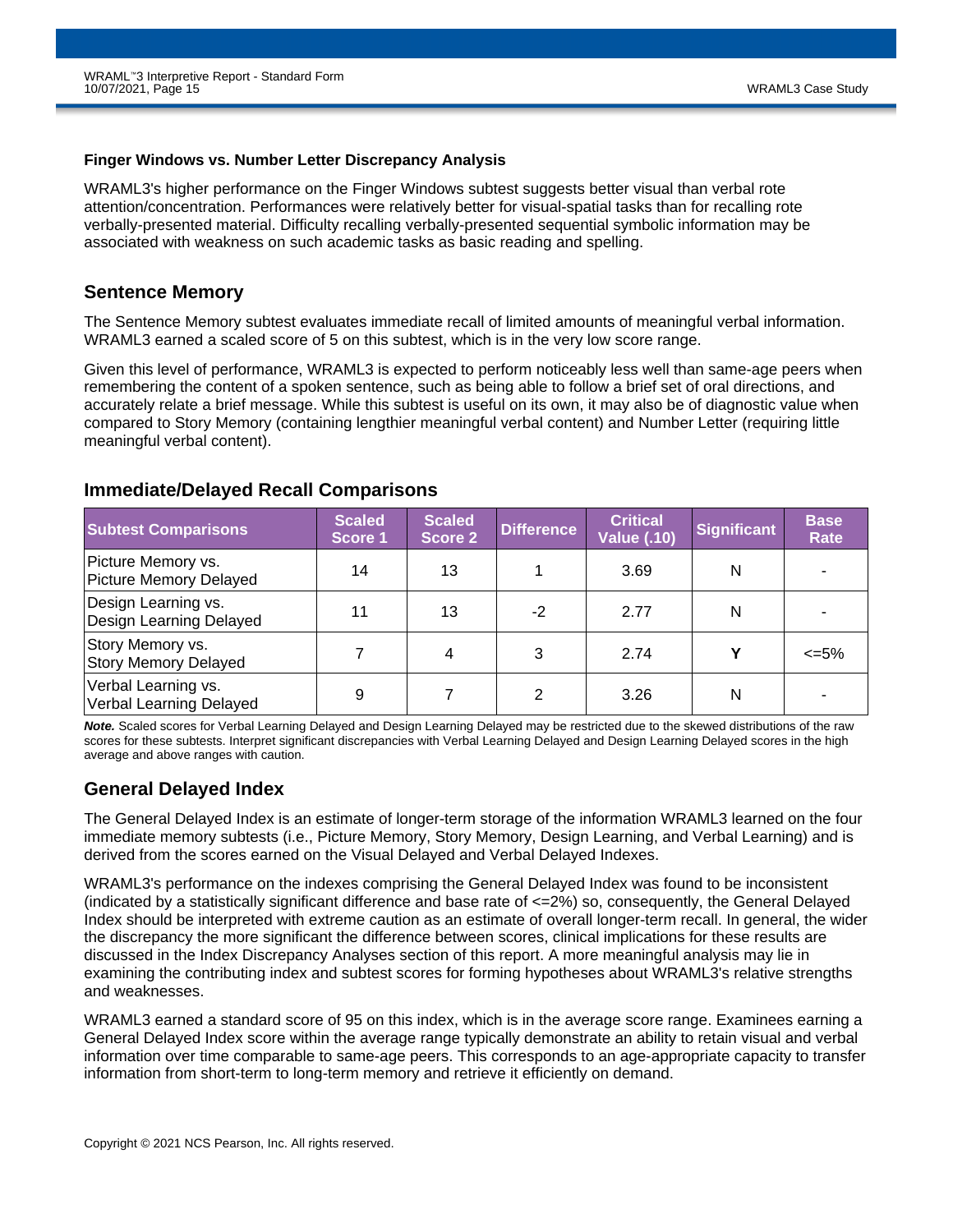### Finger Windows vs. Number Letter Discrepancy Analysis

WRAML3's higher performance on the Finger Windows subtest suggests better visual than verbal rote attention/concentration. Performances were relatively better for visual-spatial tasks than for recalling rote verbally-presented material. Difficulty recalling verbally-presented sequential symbolic information may be associated with weakness on such academic tasks as basic reading and spelling.

## Sentence Memory

The Sentence Memory subtest evaluates immediate recall of limited amounts of meaningful verbal information. WRAML3 earned a scaled score of 5 on this subtest, which is in the very low score range.

Given this level of performance, WRAML3 is expected to perform noticeably less well than same-age peers when remembering the content of a spoken sentence, such as being able to follow a brief set of oral directions, and accurately relate a brief message. While this subtest is useful on its own, it may also be of diagnostic value when compared to Story Memory (containing lengthier meaningful verbal content) and Number Letter (requiring little meaningful verbal content).

## Immediate/Delayed Recall Comparisons

| Subtest Comparisons | Scaled Score 1 | Scaled Score 2 | Difference | Critical Value (.10) | Significant | Base Rate |
|---|---|---|---|---|---|---|
| Picture Memory vs. Picture Memory Delayed | 14 | 13 | 1 | 3.69 | N | - |
| Design Learning vs. Design Learning Delayed | 11 | 13 | -2 | 2.77 | N | - |
| Story Memory vs. Story Memory Delayed | 7 | 4 | 3 | 2.74 | **Y** | <=5% |
| Verbal Learning vs. Verbal Learning Delayed | 9 | 7 | 2 | 3.26 | N | - |

***Note.*** Scaled scores for Verbal Learning Delayed and Design Learning Delayed may be restricted due to the skewed distributions of the raw scores for these subtests. Interpret significant discrepancies with Verbal Learning Delayed and Design Learning Delayed scores in the high average and above ranges with caution.

## General Delayed Index

The General Delayed Index is an estimate of longer-term storage of the information WRAML3 learned on the four immediate memory subtests (i.e., Picture Memory, Story Memory, Design Learning, and Verbal Learning) and is derived from the scores earned on the Visual Delayed and Verbal Delayed Indexes.

WRAML3's performance on the indexes comprising the General Delayed Index was found to be inconsistent (indicated by a statistically significant difference and base rate of <=2%) so, consequently, the General Delayed Index should be interpreted with extreme caution as an estimate of overall longer-term recall. In general, the wider the discrepancy the more significant the difference between scores, clinical implications for these results are discussed in the Index Discrepancy Analyses section of this report. A more meaningful analysis may lie in examining the contributing index and subtest scores for forming hypotheses about WRAML3's relative strengths and weaknesses.

WRAML3 earned a standard score of 95 on this index, which is in the average score range. Examinees earning a General Delayed Index score within the average range typically demonstrate an ability to retain visual and verbal information over time comparable to same-age peers. This corresponds to an age-appropriate capacity to transfer information from short-term to long-term memory and retrieve it efficiently on demand.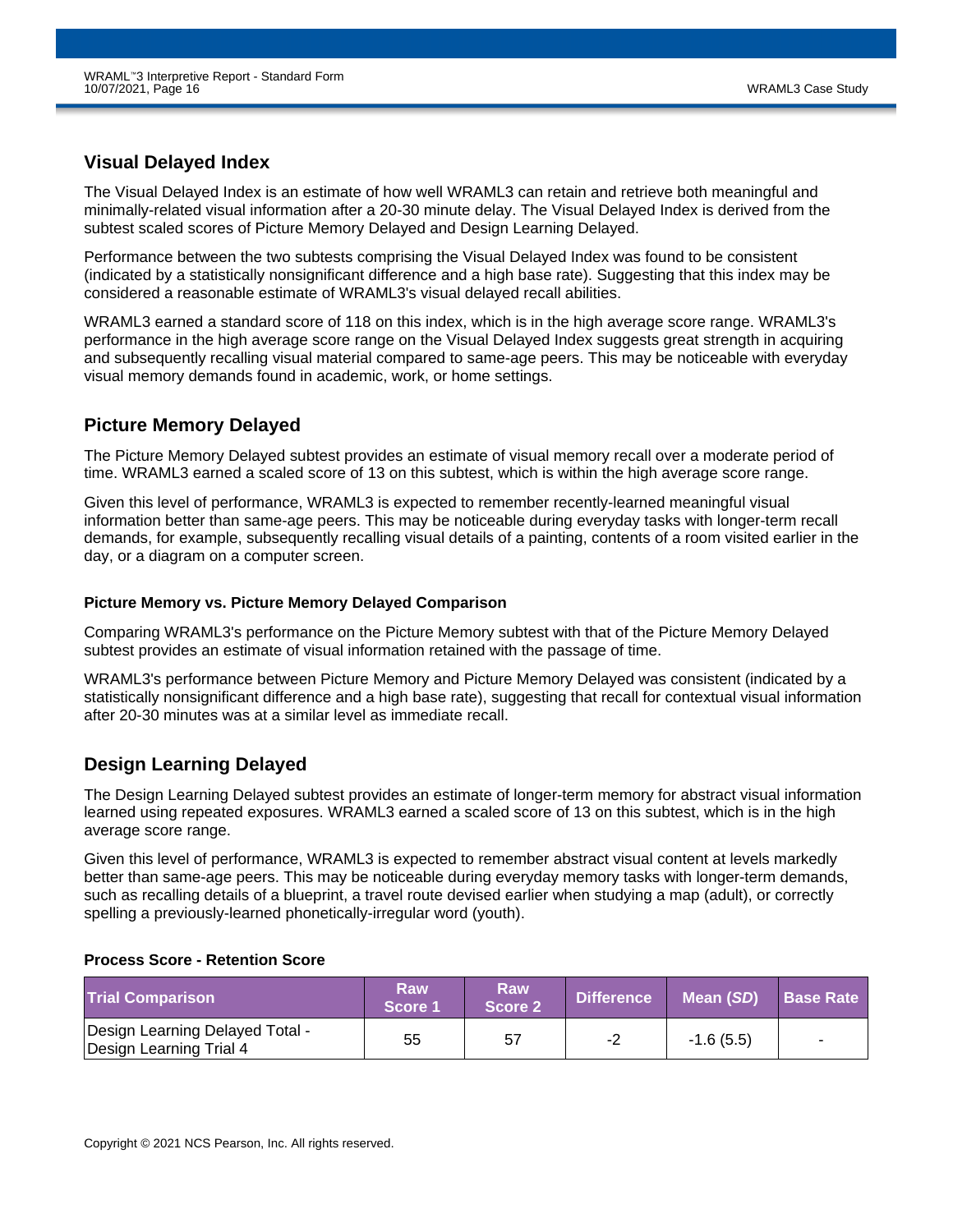## Visual Delayed Index

The Visual Delayed Index is an estimate of how well WRAML3 can retain and retrieve both meaningful and minimally-related visual information after a 20-30 minute delay. The Visual Delayed Index is derived from the subtest scaled scores of Picture Memory Delayed and Design Learning Delayed.

Performance between the two subtests comprising the Visual Delayed Index was found to be consistent (indicated by a statistically nonsignificant difference and a high base rate). Suggesting that this index may be considered a reasonable estimate of WRAML3's visual delayed recall abilities.

WRAML3 earned a standard score of 118 on this index, which is in the high average score range. WRAML3's performance in the high average score range on the Visual Delayed Index suggests great strength in acquiring and subsequently recalling visual material compared to same-age peers. This may be noticeable with everyday visual memory demands found in academic, work, or home settings.

## Picture Memory Delayed

The Picture Memory Delayed subtest provides an estimate of visual memory recall over a moderate period of time. WRAML3 earned a scaled score of 13 on this subtest, which is within the high average score range.

Given this level of performance, WRAML3 is expected to remember recently-learned meaningful visual information better than same-age peers. This may be noticeable during everyday tasks with longer-term recall demands, for example, subsequently recalling visual details of a painting, contents of a room visited earlier in the day, or a diagram on a computer screen.

### Picture Memory vs. Picture Memory Delayed Comparison

Comparing WRAML3's performance on the Picture Memory subtest with that of the Picture Memory Delayed subtest provides an estimate of visual information retained with the passage of time.

WRAML3's performance between Picture Memory and Picture Memory Delayed was consistent (indicated by a statistically nonsignificant difference and a high base rate), suggesting that recall for contextual visual information after 20-30 minutes was at a similar level as immediate recall.

## Design Learning Delayed

The Design Learning Delayed subtest provides an estimate of longer-term memory for abstract visual information learned using repeated exposures. WRAML3 earned a scaled score of 13 on this subtest, which is in the high average score range.

Given this level of performance, WRAML3 is expected to remember abstract visual content at levels markedly better than same-age peers. This may be noticeable during everyday memory tasks with longer-term demands, such as recalling details of a blueprint, a travel route devised earlier when studying a map (adult), or correctly spelling a previously-learned phonetically-irregular word (youth).

### Process Score - Retention Score

| Trial Comparison | Raw Score 1 | Raw Score 2 | Difference | Mean (*SD*) | Base Rate |
|---|---|---|---|---|---|
| Design Learning Delayed Total - Design Learning Trial 4 | 55 | 57 | -2 | -1.6 (5.5) | - |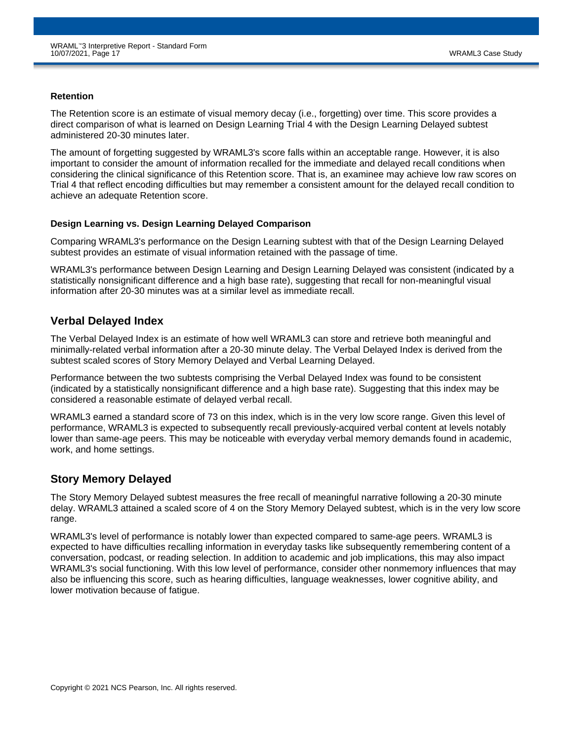### Retention

The Retention score is an estimate of visual memory decay (i.e., forgetting) over time. This score provides a direct comparison of what is learned on Design Learning Trial 4 with the Design Learning Delayed subtest administered 20-30 minutes later.

The amount of forgetting suggested by WRAML3's score falls within an acceptable range. However, it is also important to consider the amount of information recalled for the immediate and delayed recall conditions when considering the clinical significance of this Retention score. That is, an examinee may achieve low raw scores on Trial 4 that reflect encoding difficulties but may remember a consistent amount for the delayed recall condition to achieve an adequate Retention score.

#### Design Learning vs. Design Learning Delayed Comparison

Comparing WRAML3's performance on the Design Learning subtest with that of the Design Learning Delayed subtest provides an estimate of visual information retained with the passage of time.

WRAML3's performance between Design Learning and Design Learning Delayed was consistent (indicated by a statistically nonsignificant difference and a high base rate), suggesting that recall for non-meaningful visual information after 20-30 minutes was at a similar level as immediate recall.

## Verbal Delayed Index

The Verbal Delayed Index is an estimate of how well WRAML3 can store and retrieve both meaningful and minimally-related verbal information after a 20-30 minute delay. The Verbal Delayed Index is derived from the subtest scaled scores of Story Memory Delayed and Verbal Learning Delayed.

Performance between the two subtests comprising the Verbal Delayed Index was found to be consistent (indicated by a statistically nonsignificant difference and a high base rate). Suggesting that this index may be considered a reasonable estimate of delayed verbal recall.

WRAML3 earned a standard score of 73 on this index, which is in the very low score range. Given this level of performance, WRAML3 is expected to subsequently recall previously-acquired verbal content at levels notably lower than same-age peers. This may be noticeable with everyday verbal memory demands found in academic, work, and home settings.

## Story Memory Delayed

The Story Memory Delayed subtest measures the free recall of meaningful narrative following a 20-30 minute delay. WRAML3 attained a scaled score of 4 on the Story Memory Delayed subtest, which is in the very low score range.

WRAML3's level of performance is notably lower than expected compared to same-age peers. WRAML3 is expected to have difficulties recalling information in everyday tasks like subsequently remembering content of a conversation, podcast, or reading selection. In addition to academic and job implications, this may also impact WRAML3's social functioning. With this low level of performance, consider other nonmemory influences that may also be influencing this score, such as hearing difficulties, language weaknesses, lower cognitive ability, and lower motivation because of fatigue.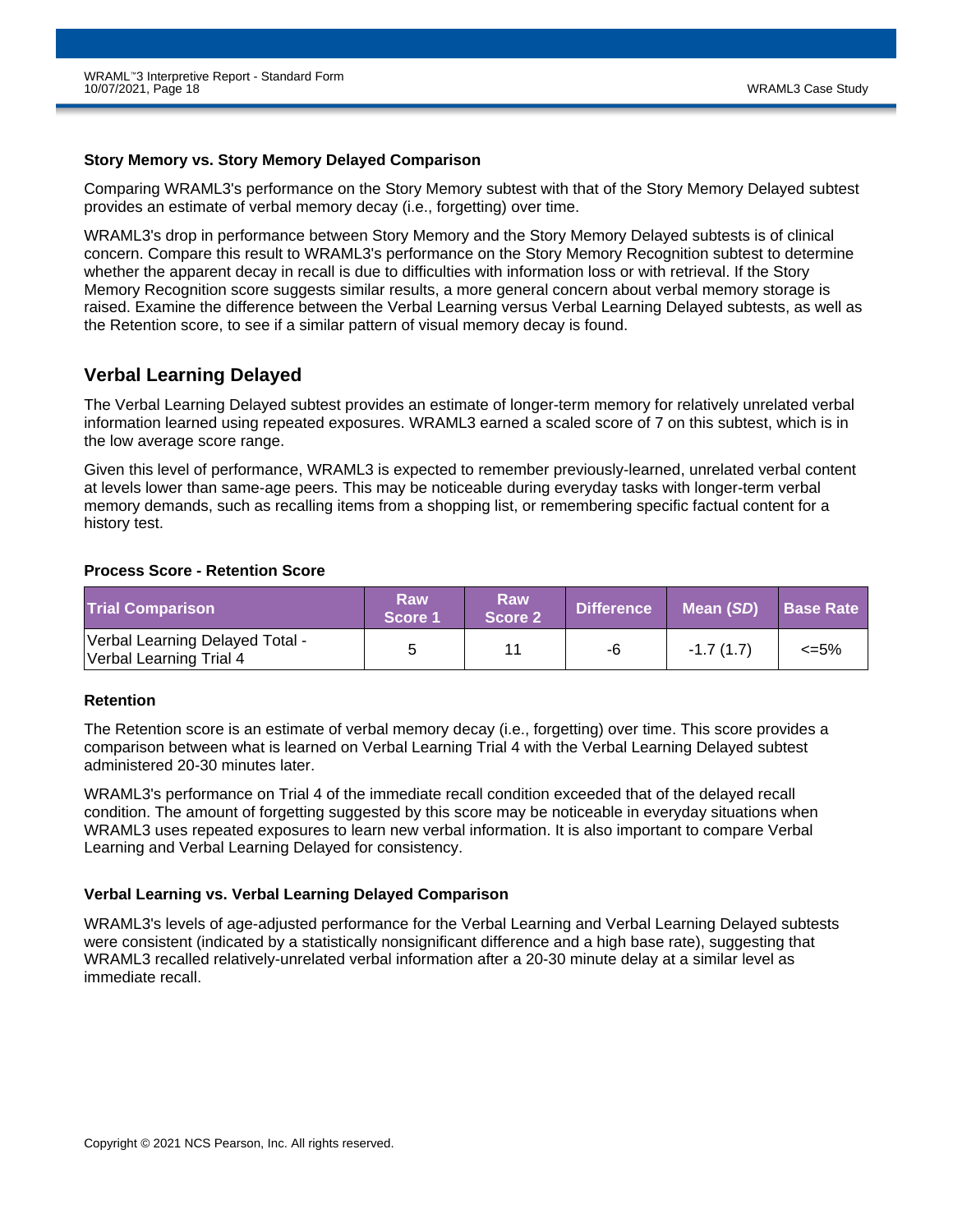### Story Memory vs. Story Memory Delayed Comparison

Comparing WRAML3's performance on the Story Memory subtest with that of the Story Memory Delayed subtest provides an estimate of verbal memory decay (i.e., forgetting) over time.

WRAML3's drop in performance between Story Memory and the Story Memory Delayed subtests is of clinical concern. Compare this result to WRAML3's performance on the Story Memory Recognition subtest to determine whether the apparent decay in recall is due to difficulties with information loss or with retrieval. If the Story Memory Recognition score suggests similar results, a more general concern about verbal memory storage is raised. Examine the difference between the Verbal Learning versus Verbal Learning Delayed subtests, as well as the Retention score, to see if a similar pattern of visual memory decay is found.

## Verbal Learning Delayed

The Verbal Learning Delayed subtest provides an estimate of longer-term memory for relatively unrelated verbal information learned using repeated exposures. WRAML3 earned a scaled score of 7 on this subtest, which is in the low average score range.

Given this level of performance, WRAML3 is expected to remember previously-learned, unrelated verbal content at levels lower than same-age peers. This may be noticeable during everyday tasks with longer-term verbal memory demands, such as recalling items from a shopping list, or remembering specific factual content for a history test.

### Process Score - Retention Score

| Trial Comparison | Raw Score 1 | Raw Score 2 | Difference | Mean (*SD*) | Base Rate |
|---|---|---|---|---|---|
| Verbal Learning Delayed Total - Verbal Learning Trial 4 | 5 | 11 | -6 | -1.7 (1.7) | <=5% |

### Retention

The Retention score is an estimate of verbal memory decay (i.e., forgetting) over time. This score provides a comparison between what is learned on Verbal Learning Trial 4 with the Verbal Learning Delayed subtest administered 20-30 minutes later.

WRAML3's performance on Trial 4 of the immediate recall condition exceeded that of the delayed recall condition. The amount of forgetting suggested by this score may be noticeable in everyday situations when WRAML3 uses repeated exposures to learn new verbal information. It is also important to compare Verbal Learning and Verbal Learning Delayed for consistency.

### Verbal Learning vs. Verbal Learning Delayed Comparison

WRAML3's levels of age-adjusted performance for the Verbal Learning and Verbal Learning Delayed subtests were consistent (indicated by a statistically nonsignificant difference and a high base rate), suggesting that WRAML3 recalled relatively-unrelated verbal information after a 20-30 minute delay at a similar level as immediate recall.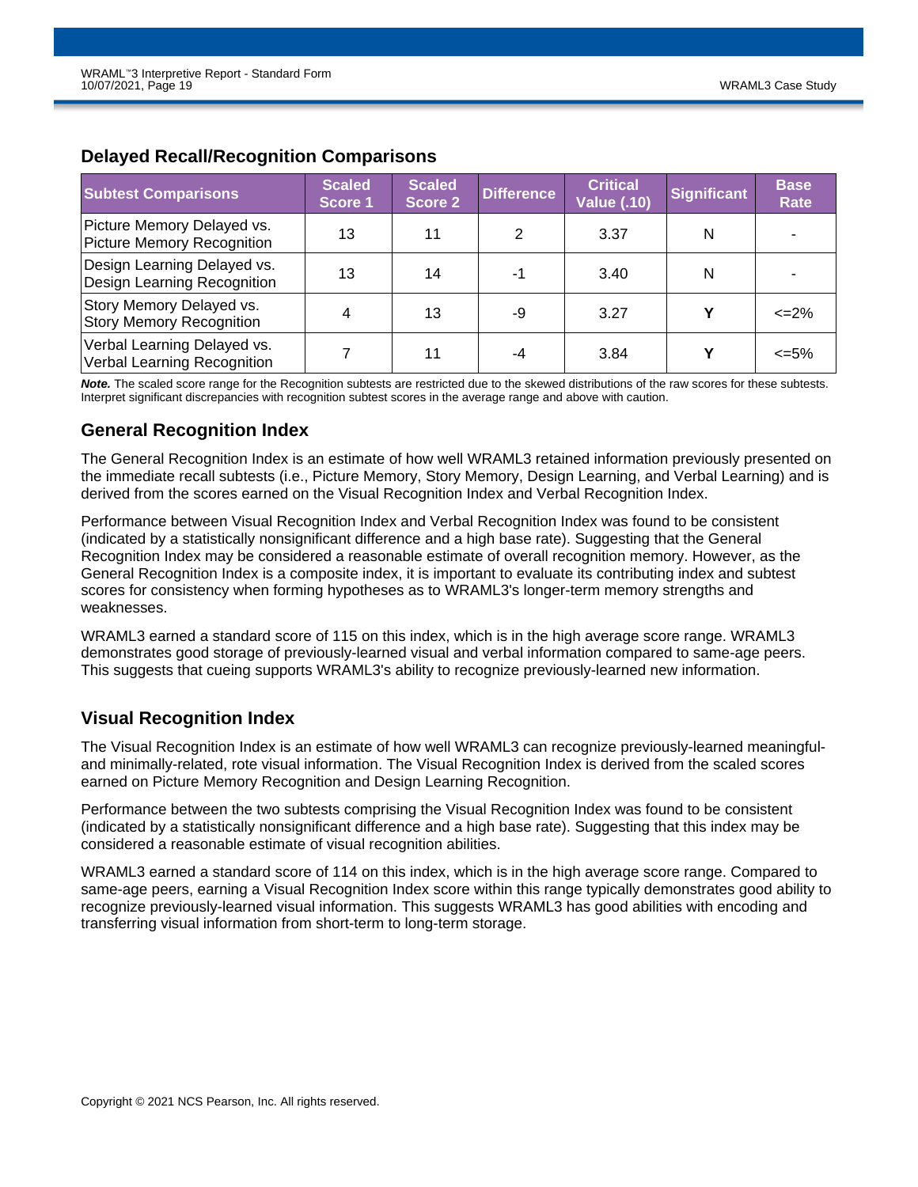## Delayed Recall/Recognition Comparisons

| Subtest Comparisons | Scaled Score 1 | Scaled Score 2 | Difference | Critical Value (.10) | Significant | Base Rate |
|---|---|---|---|---|---|---|
| Picture Memory Delayed vs. Picture Memory Recognition | 13 | 11 | 2 | 3.37 | N | - |
| Design Learning Delayed vs. Design Learning Recognition | 13 | 14 | -1 | 3.40 | N | - |
| Story Memory Delayed vs. Story Memory Recognition | 4 | 13 | -9 | 3.27 | **Y** | <=2% |
| Verbal Learning Delayed vs. Verbal Learning Recognition | 7 | 11 | -4 | 3.84 | **Y** | <=5% |

***Note.*** The scaled score range for the Recognition subtests are restricted due to the skewed distributions of the raw scores for these subtests. Interpret significant discrepancies with recognition subtest scores in the average range and above with caution.

## General Recognition Index

The General Recognition Index is an estimate of how well WRAML3 retained information previously presented on the immediate recall subtests (i.e., Picture Memory, Story Memory, Design Learning, and Verbal Learning) and is derived from the scores earned on the Visual Recognition Index and Verbal Recognition Index.

Performance between Visual Recognition Index and Verbal Recognition Index was found to be consistent (indicated by a statistically nonsignificant difference and a high base rate). Suggesting that the General Recognition Index may be considered a reasonable estimate of overall recognition memory. However, as the General Recognition Index is a composite index, it is important to evaluate its contributing index and subtest scores for consistency when forming hypotheses as to WRAML3's longer-term memory strengths and weaknesses.

WRAML3 earned a standard score of 115 on this index, which is in the high average score range. WRAML3 demonstrates good storage of previously-learned visual and verbal information compared to same-age peers. This suggests that cueing supports WRAML3's ability to recognize previously-learned new information.

## Visual Recognition Index

The Visual Recognition Index is an estimate of how well WRAML3 can recognize previously-learned meaningful- and minimally-related, rote visual information. The Visual Recognition Index is derived from the scaled scores earned on Picture Memory Recognition and Design Learning Recognition.

Performance between the two subtests comprising the Visual Recognition Index was found to be consistent (indicated by a statistically nonsignificant difference and a high base rate). Suggesting that this index may be considered a reasonable estimate of visual recognition abilities.

WRAML3 earned a standard score of 114 on this index, which is in the high average score range. Compared to same-age peers, earning a Visual Recognition Index score within this range typically demonstrates good ability to recognize previously-learned visual information. This suggests WRAML3 has good abilities with encoding and transferring visual information from short-term to long-term storage.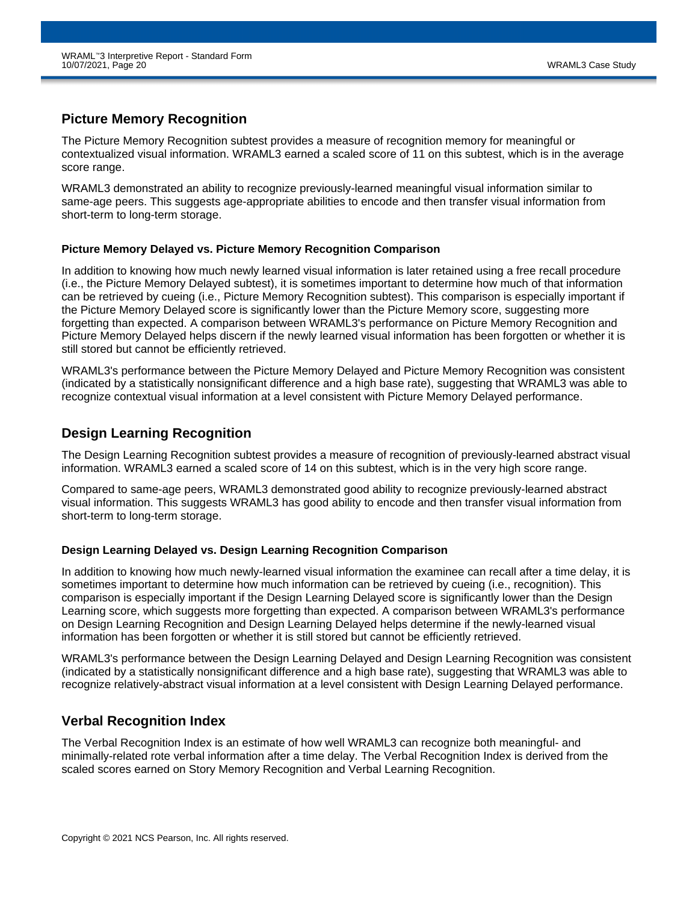## Picture Memory Recognition

The Picture Memory Recognition subtest provides a measure of recognition memory for meaningful or contextualized visual information. WRAML3 earned a scaled score of 11 on this subtest, which is in the average score range.

WRAML3 demonstrated an ability to recognize previously-learned meaningful visual information similar to same-age peers. This suggests age-appropriate abilities to encode and then transfer visual information from short-term to long-term storage.

#### Picture Memory Delayed vs. Picture Memory Recognition Comparison

In addition to knowing how much newly learned visual information is later retained using a free recall procedure (i.e., the Picture Memory Delayed subtest), it is sometimes important to determine how much of that information can be retrieved by cueing (i.e., Picture Memory Recognition subtest). This comparison is especially important if the Picture Memory Delayed score is significantly lower than the Picture Memory score, suggesting more forgetting than expected. A comparison between WRAML3's performance on Picture Memory Recognition and Picture Memory Delayed helps discern if the newly learned visual information has been forgotten or whether it is still stored but cannot be efficiently retrieved.

WRAML3's performance between the Picture Memory Delayed and Picture Memory Recognition was consistent (indicated by a statistically nonsignificant difference and a high base rate), suggesting that WRAML3 was able to recognize contextual visual information at a level consistent with Picture Memory Delayed performance.

## Design Learning Recognition

The Design Learning Recognition subtest provides a measure of recognition of previously-learned abstract visual information. WRAML3 earned a scaled score of 14 on this subtest, which is in the very high score range.

Compared to same-age peers, WRAML3 demonstrated good ability to recognize previously-learned abstract visual information. This suggests WRAML3 has good ability to encode and then transfer visual information from short-term to long-term storage.

#### Design Learning Delayed vs. Design Learning Recognition Comparison

In addition to knowing how much newly-learned visual information the examinee can recall after a time delay, it is sometimes important to determine how much information can be retrieved by cueing (i.e., recognition). This comparison is especially important if the Design Learning Delayed score is significantly lower than the Design Learning score, which suggests more forgetting than expected. A comparison between WRAML3's performance on Design Learning Recognition and Design Learning Delayed helps determine if the newly-learned visual information has been forgotten or whether it is still stored but cannot be efficiently retrieved.

WRAML3's performance between the Design Learning Delayed and Design Learning Recognition was consistent (indicated by a statistically nonsignificant difference and a high base rate), suggesting that WRAML3 was able to recognize relatively-abstract visual information at a level consistent with Design Learning Delayed performance.

## Verbal Recognition Index

The Verbal Recognition Index is an estimate of how well WRAML3 can recognize both meaningful- and minimally-related rote verbal information after a time delay. The Verbal Recognition Index is derived from the scaled scores earned on Story Memory Recognition and Verbal Learning Recognition.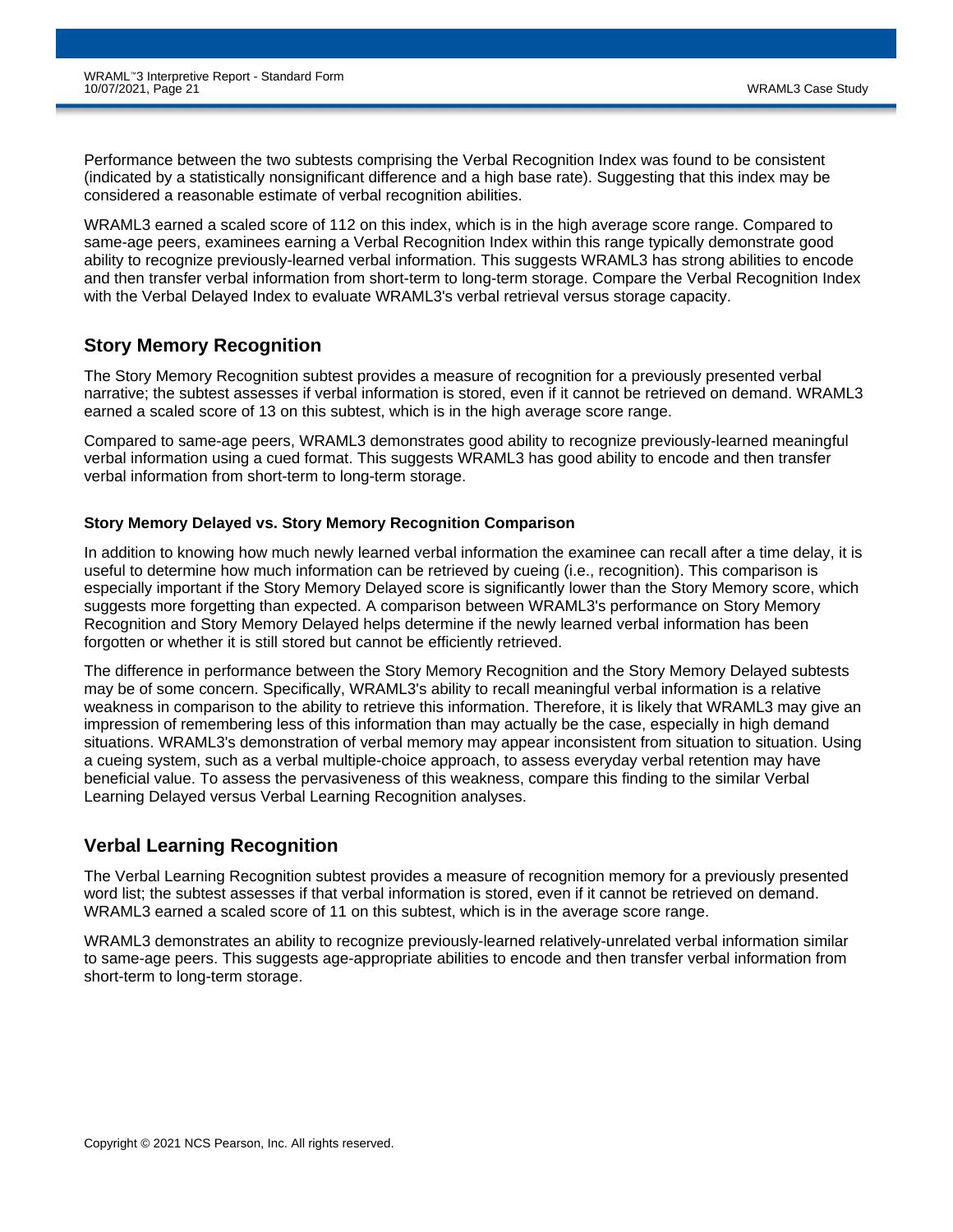Performance between the two subtests comprising the Verbal Recognition Index was found to be consistent (indicated by a statistically nonsignificant difference and a high base rate). Suggesting that this index may be considered a reasonable estimate of verbal recognition abilities.

WRAML3 earned a scaled score of 112 on this index, which is in the high average score range. Compared to same-age peers, examinees earning a Verbal Recognition Index within this range typically demonstrate good ability to recognize previously-learned verbal information. This suggests WRAML3 has strong abilities to encode and then transfer verbal information from short-term to long-term storage. Compare the Verbal Recognition Index with the Verbal Delayed Index to evaluate WRAML3's verbal retrieval versus storage capacity.

## Story Memory Recognition

The Story Memory Recognition subtest provides a measure of recognition for a previously presented verbal narrative; the subtest assesses if verbal information is stored, even if it cannot be retrieved on demand. WRAML3 earned a scaled score of 13 on this subtest, which is in the high average score range.

Compared to same-age peers, WRAML3 demonstrates good ability to recognize previously-learned meaningful verbal information using a cued format. This suggests WRAML3 has good ability to encode and then transfer verbal information from short-term to long-term storage.

### Story Memory Delayed vs. Story Memory Recognition Comparison

In addition to knowing how much newly learned verbal information the examinee can recall after a time delay, it is useful to determine how much information can be retrieved by cueing (i.e., recognition). This comparison is especially important if the Story Memory Delayed score is significantly lower than the Story Memory score, which suggests more forgetting than expected. A comparison between WRAML3's performance on Story Memory Recognition and Story Memory Delayed helps determine if the newly learned verbal information has been forgotten or whether it is still stored but cannot be efficiently retrieved.

The difference in performance between the Story Memory Recognition and the Story Memory Delayed subtests may be of some concern. Specifically, WRAML3's ability to recall meaningful verbal information is a relative weakness in comparison to the ability to retrieve this information. Therefore, it is likely that WRAML3 may give an impression of remembering less of this information than may actually be the case, especially in high demand situations. WRAML3's demonstration of verbal memory may appear inconsistent from situation to situation. Using a cueing system, such as a verbal multiple-choice approach, to assess everyday verbal retention may have beneficial value. To assess the pervasiveness of this weakness, compare this finding to the similar Verbal Learning Delayed versus Verbal Learning Recognition analyses.

## Verbal Learning Recognition

The Verbal Learning Recognition subtest provides a measure of recognition memory for a previously presented word list; the subtest assesses if that verbal information is stored, even if it cannot be retrieved on demand. WRAML3 earned a scaled score of 11 on this subtest, which is in the average score range.

WRAML3 demonstrates an ability to recognize previously-learned relatively-unrelated verbal information similar to same-age peers. This suggests age-appropriate abilities to encode and then transfer verbal information from short-term to long-term storage.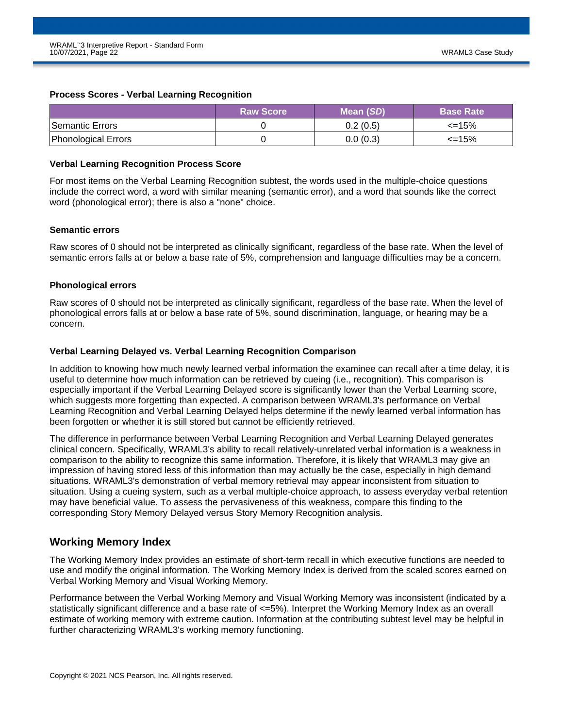### Process Scores - Verbal Learning Recognition

| | Raw Score | Mean (*SD*) | Base Rate |
|---|---|---|---|
| Semantic Errors | 0 | 0.2 (0.5) | <=15% |
| Phonological Errors | 0 | 0.0 (0.3) | <=15% |

#### Verbal Learning Recognition Process Score

For most items on the Verbal Learning Recognition subtest, the words used in the multiple-choice questions include the correct word, a word with similar meaning (semantic error), and a word that sounds like the correct word (phonological error); there is also a "none" choice.

#### Semantic errors

Raw scores of 0 should not be interpreted as clinically significant, regardless of the base rate. When the level of semantic errors falls at or below a base rate of 5%, comprehension and language difficulties may be a concern.

#### Phonological errors

Raw scores of 0 should not be interpreted as clinically significant, regardless of the base rate. When the level of phonological errors falls at or below a base rate of 5%, sound discrimination, language, or hearing may be a concern.

#### Verbal Learning Delayed vs. Verbal Learning Recognition Comparison

In addition to knowing how much newly learned verbal information the examinee can recall after a time delay, it is useful to determine how much information can be retrieved by cueing (i.e., recognition). This comparison is especially important if the Verbal Learning Delayed score is significantly lower than the Verbal Learning score, which suggests more forgetting than expected. A comparison between WRAML3's performance on Verbal Learning Recognition and Verbal Learning Delayed helps determine if the newly learned verbal information has been forgotten or whether it is still stored but cannot be efficiently retrieved.

The difference in performance between Verbal Learning Recognition and Verbal Learning Delayed generates clinical concern. Specifically, WRAML3's ability to recall relatively-unrelated verbal information is a weakness in comparison to the ability to recognize this same information. Therefore, it is likely that WRAML3 may give an impression of having stored less of this information than may actually be the case, especially in high demand situations. WRAML3's demonstration of verbal memory retrieval may appear inconsistent from situation to situation. Using a cueing system, such as a verbal multiple-choice approach, to assess everyday verbal retention may have beneficial value. To assess the pervasiveness of this weakness, compare this finding to the corresponding Story Memory Delayed versus Story Memory Recognition analysis.

## Working Memory Index

The Working Memory Index provides an estimate of short-term recall in which executive functions are needed to use and modify the original information. The Working Memory Index is derived from the scaled scores earned on Verbal Working Memory and Visual Working Memory.

Performance between the Verbal Working Memory and Visual Working Memory was inconsistent (indicated by a statistically significant difference and a base rate of <=5%). Interpret the Working Memory Index as an overall estimate of working memory with extreme caution. Information at the contributing subtest level may be helpful in further characterizing WRAML3's working memory functioning.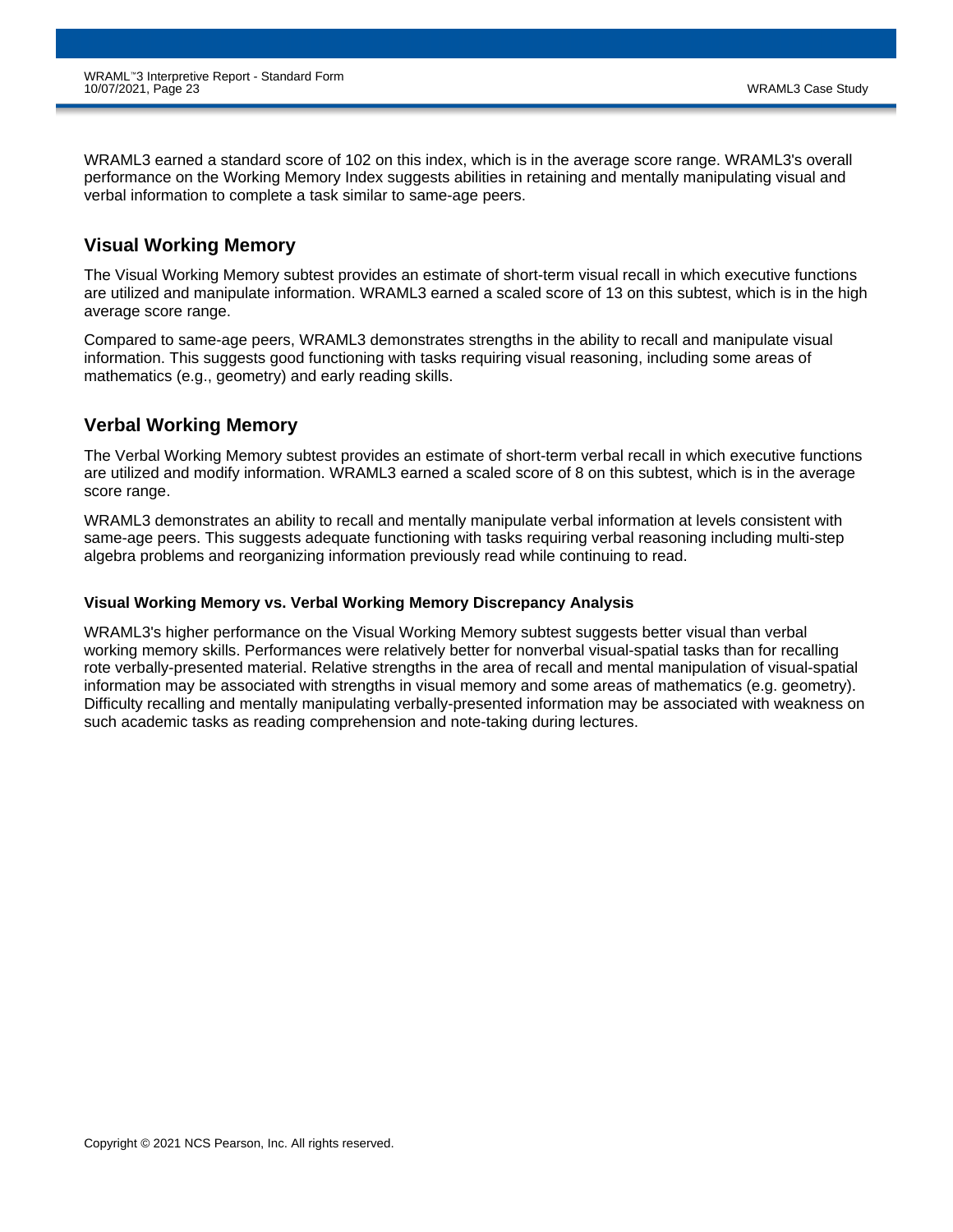WRAML3 earned a standard score of 102 on this index, which is in the average score range. WRAML3's overall performance on the Working Memory Index suggests abilities in retaining and mentally manipulating visual and verbal information to complete a task similar to same-age peers.

## Visual Working Memory

The Visual Working Memory subtest provides an estimate of short-term visual recall in which executive functions are utilized and manipulate information. WRAML3 earned a scaled score of 13 on this subtest, which is in the high average score range.

Compared to same-age peers, WRAML3 demonstrates strengths in the ability to recall and manipulate visual information. This suggests good functioning with tasks requiring visual reasoning, including some areas of mathematics (e.g., geometry) and early reading skills.

## Verbal Working Memory

The Verbal Working Memory subtest provides an estimate of short-term verbal recall in which executive functions are utilized and modify information. WRAML3 earned a scaled score of 8 on this subtest, which is in the average score range.

WRAML3 demonstrates an ability to recall and mentally manipulate verbal information at levels consistent with same-age peers. This suggests adequate functioning with tasks requiring verbal reasoning including multi-step algebra problems and reorganizing information previously read while continuing to read.

### Visual Working Memory vs. Verbal Working Memory Discrepancy Analysis

WRAML3's higher performance on the Visual Working Memory subtest suggests better visual than verbal working memory skills. Performances were relatively better for nonverbal visual-spatial tasks than for recalling rote verbally-presented material. Relative strengths in the area of recall and mental manipulation of visual-spatial information may be associated with strengths in visual memory and some areas of mathematics (e.g. geometry). Difficulty recalling and mentally manipulating verbally-presented information may be associated with weakness on such academic tasks as reading comprehension and note-taking during lectures.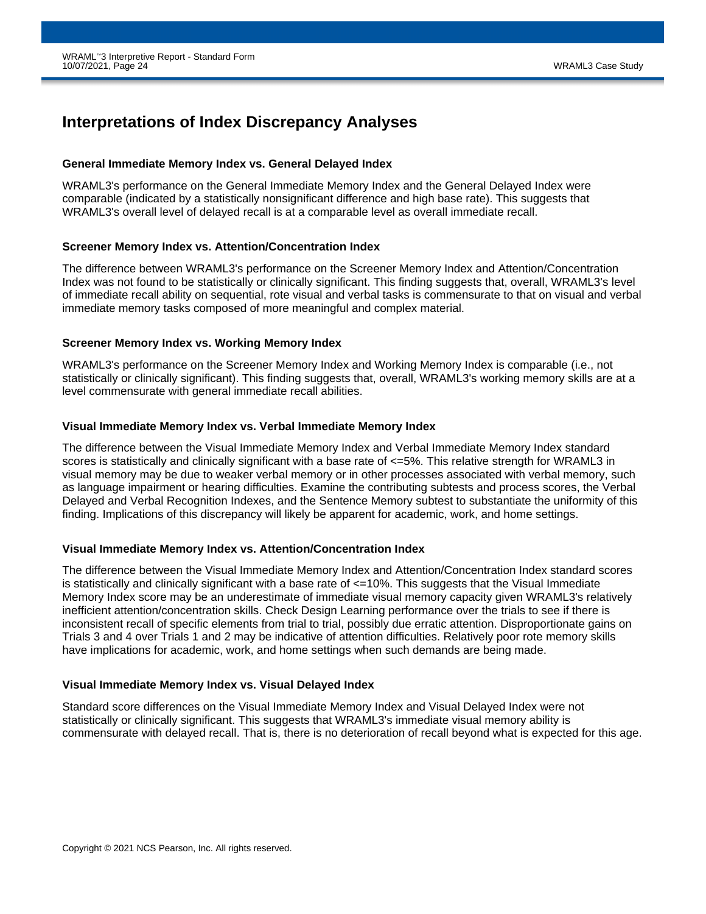# Interpretations of Index Discrepancy Analyses

### General Immediate Memory Index vs. General Delayed Index

WRAML3's performance on the General Immediate Memory Index and the General Delayed Index were comparable (indicated by a statistically nonsignificant difference and high base rate). This suggests that WRAML3's overall level of delayed recall is at a comparable level as overall immediate recall.

### Screener Memory Index vs. Attention/Concentration Index

The difference between WRAML3's performance on the Screener Memory Index and Attention/Concentration Index was not found to be statistically or clinically significant. This finding suggests that, overall, WRAML3's level of immediate recall ability on sequential, rote visual and verbal tasks is commensurate to that on visual and verbal immediate memory tasks composed of more meaningful and complex material.

### Screener Memory Index vs. Working Memory Index

WRAML3's performance on the Screener Memory Index and Working Memory Index is comparable (i.e., not statistically or clinically significant). This finding suggests that, overall, WRAML3's working memory skills are at a level commensurate with general immediate recall abilities.

### Visual Immediate Memory Index vs. Verbal Immediate Memory Index

The difference between the Visual Immediate Memory Index and Verbal Immediate Memory Index standard scores is statistically and clinically significant with a base rate of <=5%. This relative strength for WRAML3 in visual memory may be due to weaker verbal memory or in other processes associated with verbal memory, such as language impairment or hearing difficulties. Examine the contributing subtests and process scores, the Verbal Delayed and Verbal Recognition Indexes, and the Sentence Memory subtest to substantiate the uniformity of this finding. Implications of this discrepancy will likely be apparent for academic, work, and home settings.

### Visual Immediate Memory Index vs. Attention/Concentration Index

The difference between the Visual Immediate Memory Index and Attention/Concentration Index standard scores is statistically and clinically significant with a base rate of <=10%. This suggests that the Visual Immediate Memory Index score may be an underestimate of immediate visual memory capacity given WRAML3's relatively inefficient attention/concentration skills. Check Design Learning performance over the trials to see if there is inconsistent recall of specific elements from trial to trial, possibly due erratic attention. Disproportionate gains on Trials 3 and 4 over Trials 1 and 2 may be indicative of attention difficulties. Relatively poor rote memory skills have implications for academic, work, and home settings when such demands are being made.

### Visual Immediate Memory Index vs. Visual Delayed Index

Standard score differences on the Visual Immediate Memory Index and Visual Delayed Index were not statistically or clinically significant. This suggests that WRAML3's immediate visual memory ability is commensurate with delayed recall. That is, there is no deterioration of recall beyond what is expected for this age.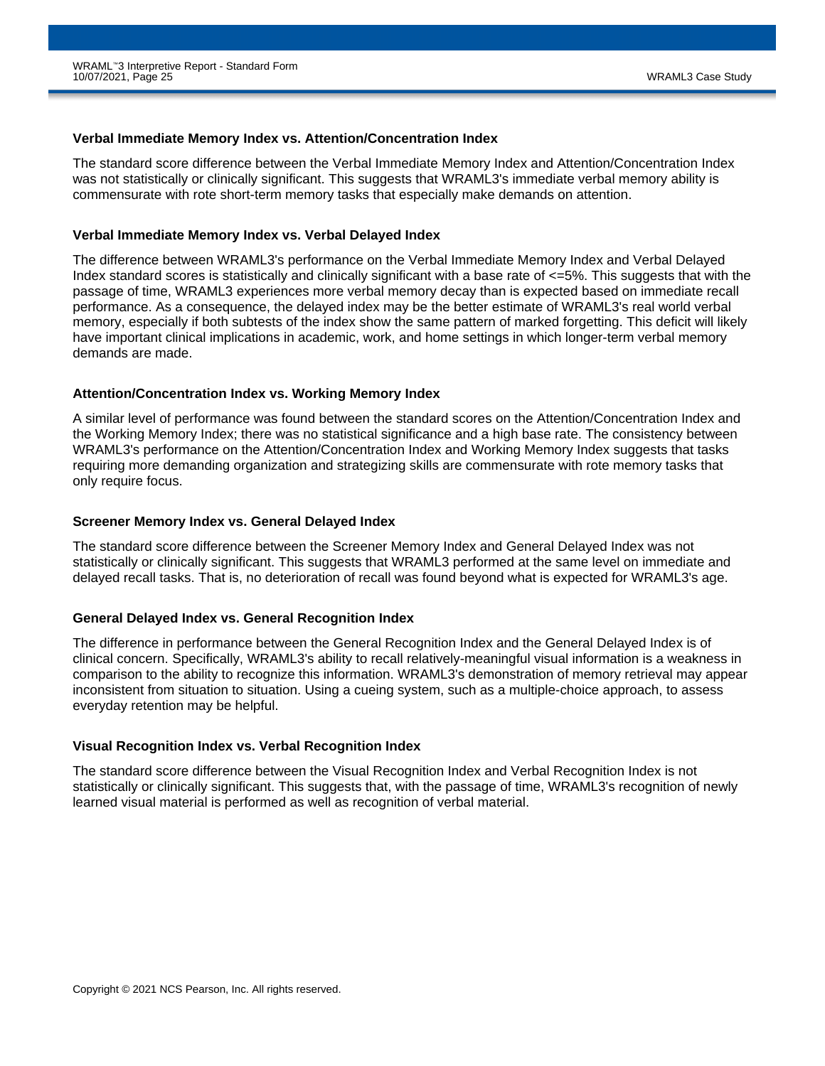### Verbal Immediate Memory Index vs. Attention/Concentration Index

The standard score difference between the Verbal Immediate Memory Index and Attention/Concentration Index was not statistically or clinically significant. This suggests that WRAML3's immediate verbal memory ability is commensurate with rote short-term memory tasks that especially make demands on attention.

### Verbal Immediate Memory Index vs. Verbal Delayed Index

The difference between WRAML3's performance on the Verbal Immediate Memory Index and Verbal Delayed Index standard scores is statistically and clinically significant with a base rate of <=5%. This suggests that with the passage of time, WRAML3 experiences more verbal memory decay than is expected based on immediate recall performance. As a consequence, the delayed index may be the better estimate of WRAML3's real world verbal memory, especially if both subtests of the index show the same pattern of marked forgetting. This deficit will likely have important clinical implications in academic, work, and home settings in which longer-term verbal memory demands are made.

### Attention/Concentration Index vs. Working Memory Index

A similar level of performance was found between the standard scores on the Attention/Concentration Index and the Working Memory Index; there was no statistical significance and a high base rate. The consistency between WRAML3's performance on the Attention/Concentration Index and Working Memory Index suggests that tasks requiring more demanding organization and strategizing skills are commensurate with rote memory tasks that only require focus.

### Screener Memory Index vs. General Delayed Index

The standard score difference between the Screener Memory Index and General Delayed Index was not statistically or clinically significant. This suggests that WRAML3 performed at the same level on immediate and delayed recall tasks. That is, no deterioration of recall was found beyond what is expected for WRAML3's age.

### General Delayed Index vs. General Recognition Index

The difference in performance between the General Recognition Index and the General Delayed Index is of clinical concern. Specifically, WRAML3's ability to recall relatively-meaningful visual information is a weakness in comparison to the ability to recognize this information. WRAML3's demonstration of memory retrieval may appear inconsistent from situation to situation. Using a cueing system, such as a multiple-choice approach, to assess everyday retention may be helpful.

### Visual Recognition Index vs. Verbal Recognition Index

The standard score difference between the Visual Recognition Index and Verbal Recognition Index is not statistically or clinically significant. This suggests that, with the passage of time, WRAML3's recognition of newly learned visual material is performed as well as recognition of verbal material.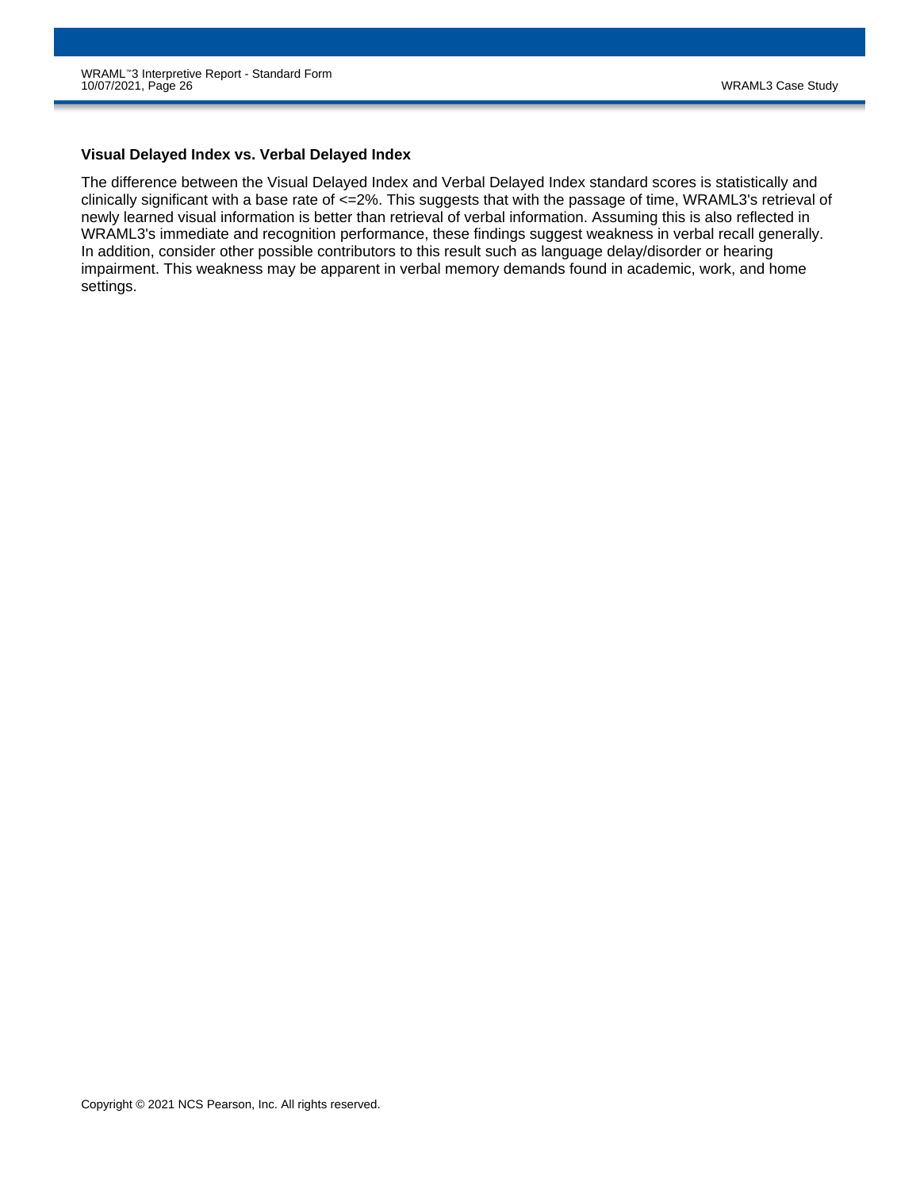### Visual Delayed Index vs. Verbal Delayed Index

The difference between the Visual Delayed Index and Verbal Delayed Index standard scores is statistically and clinically significant with a base rate of <=2%. This suggests that with the passage of time, WRAML3's retrieval of newly learned visual information is better than retrieval of verbal information. Assuming this is also reflected in WRAML3's immediate and recognition performance, these findings suggest weakness in verbal recall generally. In addition, consider other possible contributors to this result such as language delay/disorder or hearing impairment. This weakness may be apparent in verbal memory demands found in academic, work, and home settings.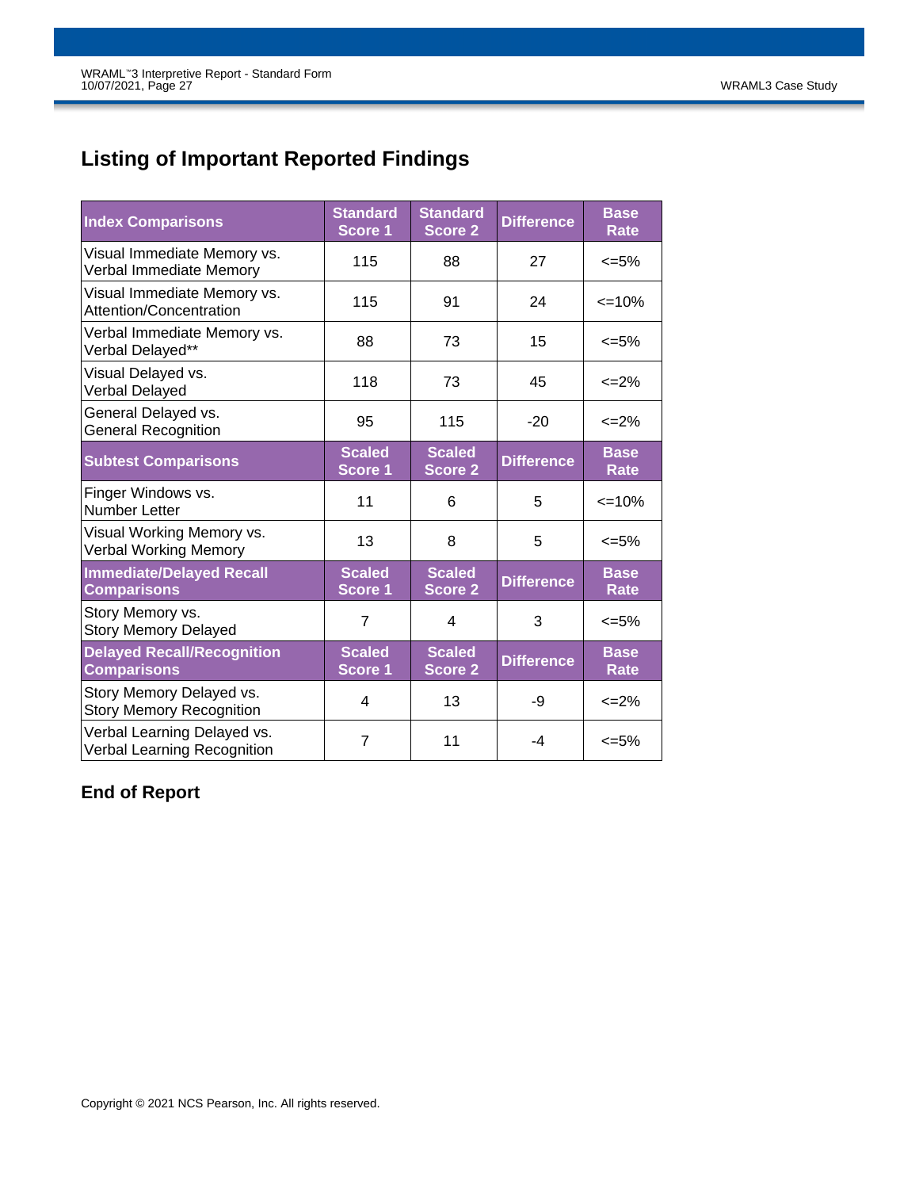## Listing of Important Reported Findings

| Index Comparisons | Standard Score 1 | Standard Score 2 | Difference | Base Rate |
|---|---|---|---|---|
| Visual Immediate Memory vs. Verbal Immediate Memory | 115 | 88 | 27 | <=5% |
| Visual Immediate Memory vs. Attention/Concentration | 115 | 91 | 24 | <=10% |
| Verbal Immediate Memory vs. Verbal Delayed** | 88 | 73 | 15 | <=5% |
| Visual Delayed vs. Verbal Delayed | 118 | 73 | 45 | <=2% |
| General Delayed vs. General Recognition | 95 | 115 | -20 | <=2% |
| **Subtest Comparisons** | **Scaled Score 1** | **Scaled Score 2** | **Difference** | **Base Rate** |
| Finger Windows vs. Number Letter | 11 | 6 | 5 | <=10% |
| Visual Working Memory vs. Verbal Working Memory | 13 | 8 | 5 | <=5% |
| **Immediate/Delayed Recall Comparisons** | **Scaled Score 1** | **Scaled Score 2** | **Difference** | **Base Rate** |
| Story Memory vs. Story Memory Delayed | 7 | 4 | 3 | <=5% |
| **Delayed Recall/Recognition Comparisons** | **Scaled Score 1** | **Scaled Score 2** | **Difference** | **Base Rate** |
| Story Memory Delayed vs. Story Memory Recognition | 4 | 13 | -9 | <=2% |
| Verbal Learning Delayed vs. Verbal Learning Recognition | 7 | 11 | -4 | <=5% |

### End of Report

Copyright © 2021 NCS Pearson, Inc. All rights reserved.